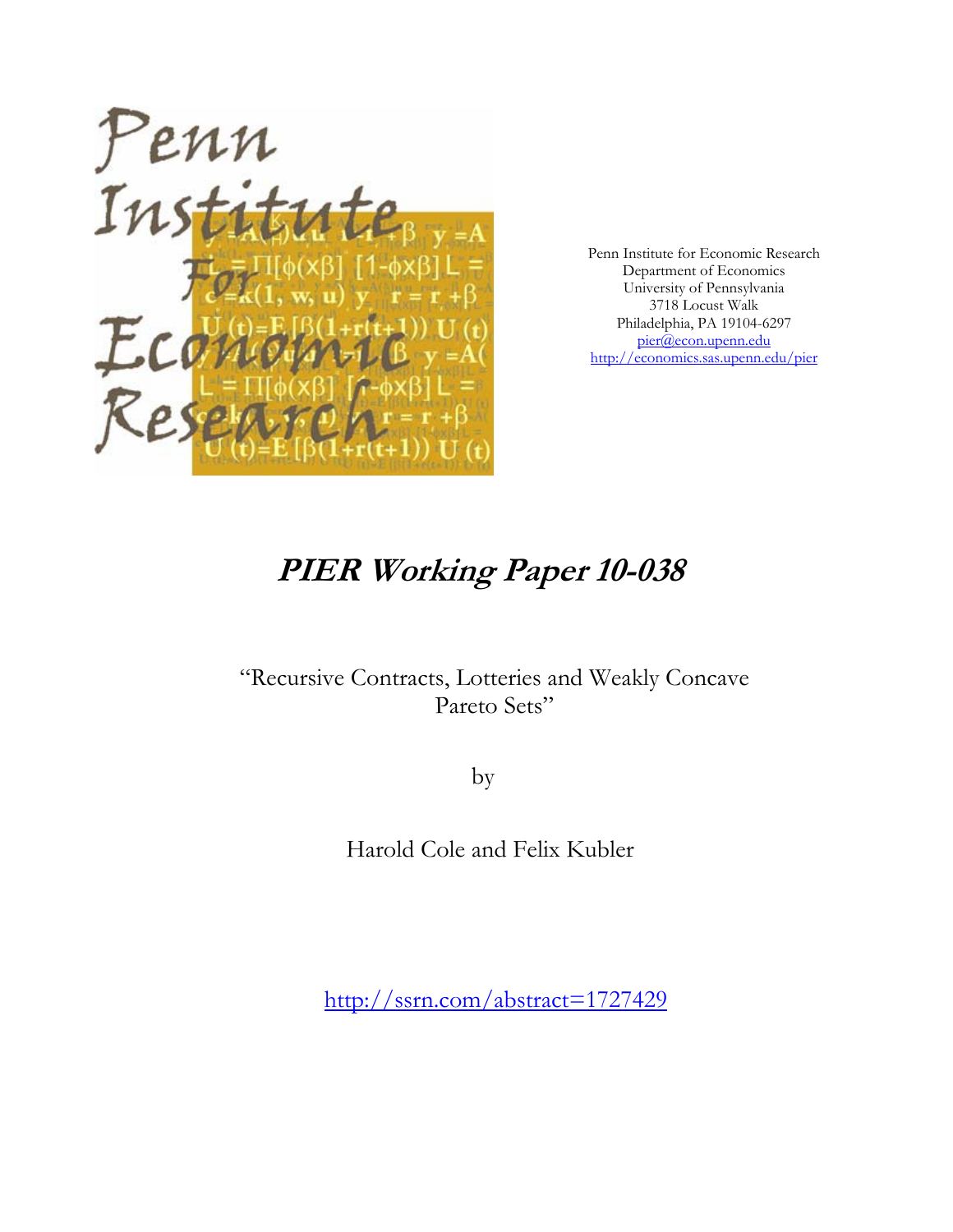Penn Institute for Economic Research
Department of Economics
University of Pennsylvania
3718 Locust Walk
Philadelphia, PA 19104-6297
pier@econ.upenn.edu
http://economics.sas.upenn.edu/pier

# *PIER Working Paper 10-038*

"Recursive Contracts, Lotteries and Weakly Concave Pareto Sets"

by

Harold Cole and Felix Kubler

http://ssrn.com/abstract=1727429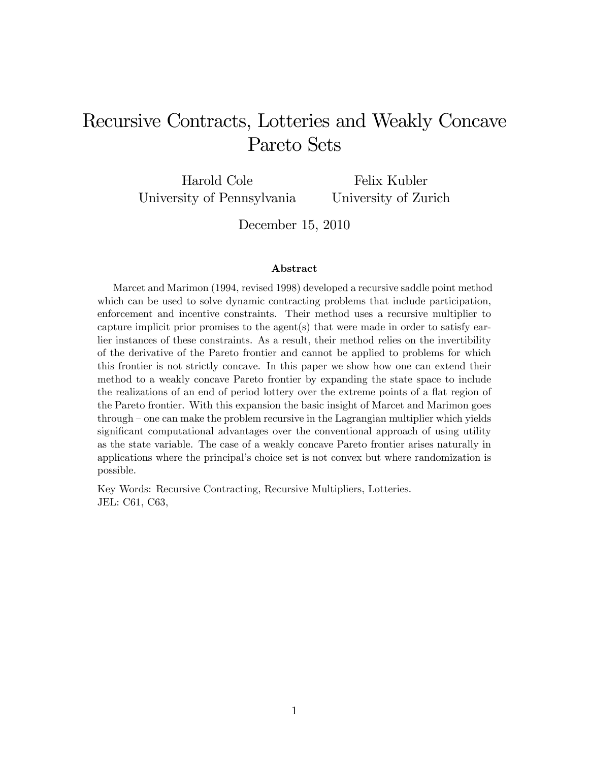# Recursive Contracts, Lotteries and Weakly Concave Pareto Sets

Harold Cole
University of Pennsylvania

Felix Kubler
University of Zurich

December 15, 2010

### Abstract

Marcet and Marimon (1994, revised 1998) developed a recursive saddle point method which can be used to solve dynamic contracting problems that include participation, enforcement and incentive constraints. Their method uses a recursive multiplier to capture implicit prior promises to the agent(s) that were made in order to satisfy earlier instances of these constraints. As a result, their method relies on the invertibility of the derivative of the Pareto frontier and cannot be applied to problems for which this frontier is not strictly concave. In this paper we show how one can extend their method to a weakly concave Pareto frontier by expanding the state space to include the realizations of an end of period lottery over the extreme points of a flat region of the Pareto frontier. With this expansion the basic insight of Marcet and Marimon goes through – one can make the problem recursive in the Lagrangian multiplier which yields significant computational advantages over the conventional approach of using utility as the state variable. The case of a weakly concave Pareto frontier arises naturally in applications where the principal's choice set is not convex but where randomization is possible.

Key Words: Recursive Contracting, Recursive Multipliers, Lotteries.
JEL: C61, C63,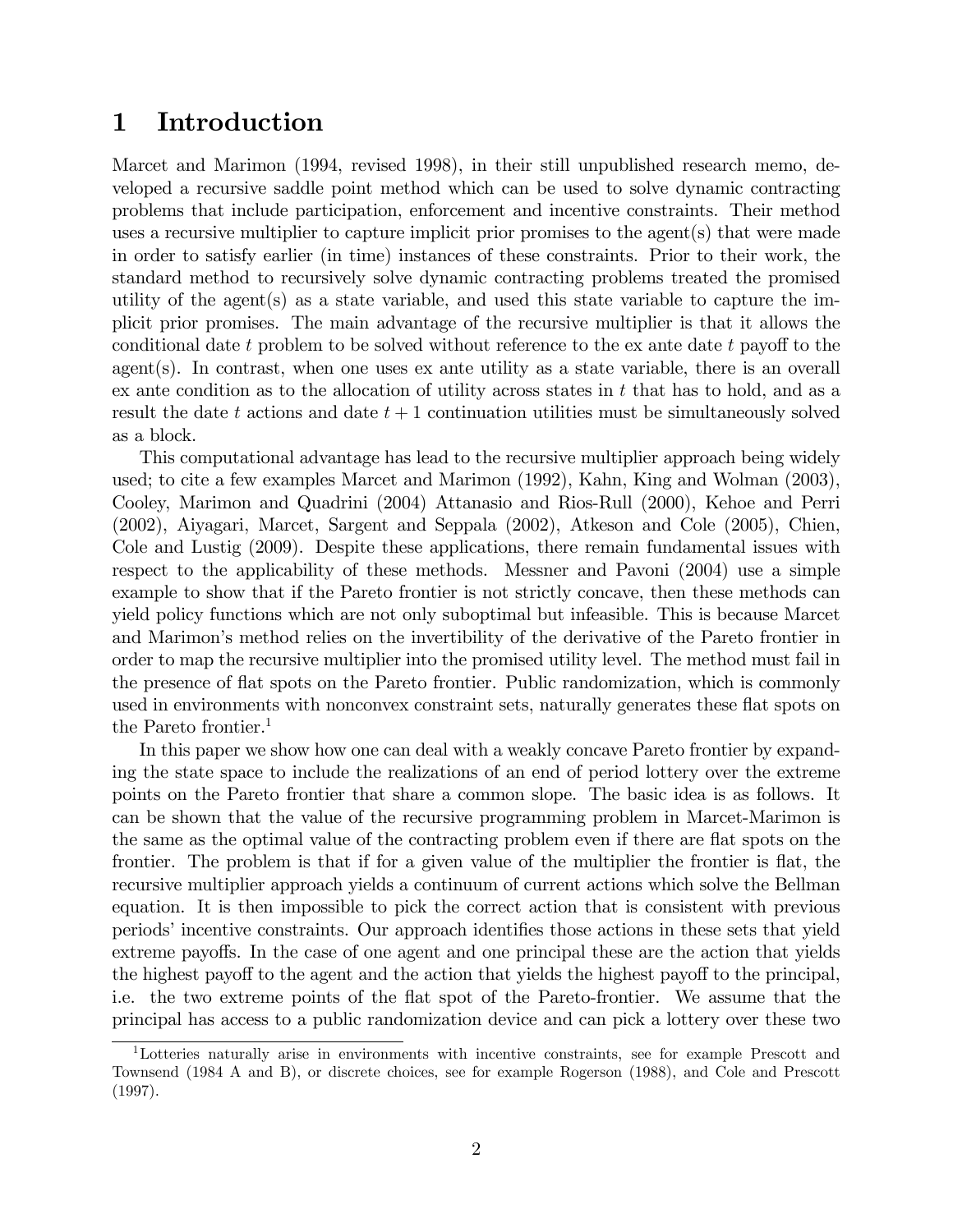# 1 Introduction

Marcet and Marimon (1994, revised 1998), in their still unpublished research memo, developed a recursive saddle point method which can be used to solve dynamic contracting problems that include participation, enforcement and incentive constraints. Their method uses a recursive multiplier to capture implicit prior promises to the agent(s) that were made in order to satisfy earlier (in time) instances of these constraints. Prior to their work, the standard method to recursively solve dynamic contracting problems treated the promised utility of the agent(s) as a state variable, and used this state variable to capture the implicit prior promises. The main advantage of the recursive multiplier is that it allows the conditional date $t$ problem to be solved without reference to the ex ante date $t$ payoff to the agent(s). In contrast, when one uses ex ante utility as a state variable, there is an overall ex ante condition as to the allocation of utility across states in $t$ that has to hold, and as a result the date $t$ actions and date $t+1$ continuation utilities must be simultaneously solved as a block.

This computational advantage has lead to the recursive multiplier approach being widely used; to cite a few examples Marcet and Marimon (1992), Kahn, King and Wolman (2003), Cooley, Marimon and Quadrini (2004) Attanasio and Rios-Rull (2000), Kehoe and Perri (2002), Aiyagari, Marcet, Sargent and Seppala (2002), Atkeson and Cole (2005), Chien, Cole and Lustig (2009). Despite these applications, there remain fundamental issues with respect to the applicability of these methods. Messner and Pavoni (2004) use a simple example to show that if the Pareto frontier is not strictly concave, then these methods can yield policy functions which are not only suboptimal but infeasible. This is because Marcet and Marimon's method relies on the invertibility of the derivative of the Pareto frontier in order to map the recursive multiplier into the promised utility level. The method must fail in the presence of flat spots on the Pareto frontier. Public randomization, which is commonly used in environments with nonconvex constraint sets, naturally generates these flat spots on the Pareto frontier.[1]

In this paper we show how one can deal with a weakly concave Pareto frontier by expanding the state space to include the realizations of an end of period lottery over the extreme points on the Pareto frontier that share a common slope. The basic idea is as follows. It can be shown that the value of the recursive programming problem in Marcet-Marimon is the same as the optimal value of the contracting problem even if there are flat spots on the frontier. The problem is that if for a given value of the multiplier the frontier is flat, the recursive multiplier approach yields a continuum of current actions which solve the Bellman equation. It is then impossible to pick the correct action that is consistent with previous periods' incentive constraints. Our approach identifies those actions in these sets that yield extreme payoffs. In the case of one agent and one principal these are the action that yields the highest payoff to the agent and the action that yields the highest payoff to the principal, i.e. the two extreme points of the flat spot of the Pareto-frontier. We assume that the principal has access to a public randomization device and can pick a lottery over these two

[1] Lotteries naturally arise in environments with incentive constraints, see for example Prescott and Townsend (1984 A and B), or discrete choices, see for example Rogerson (1988), and Cole and Prescott (1997).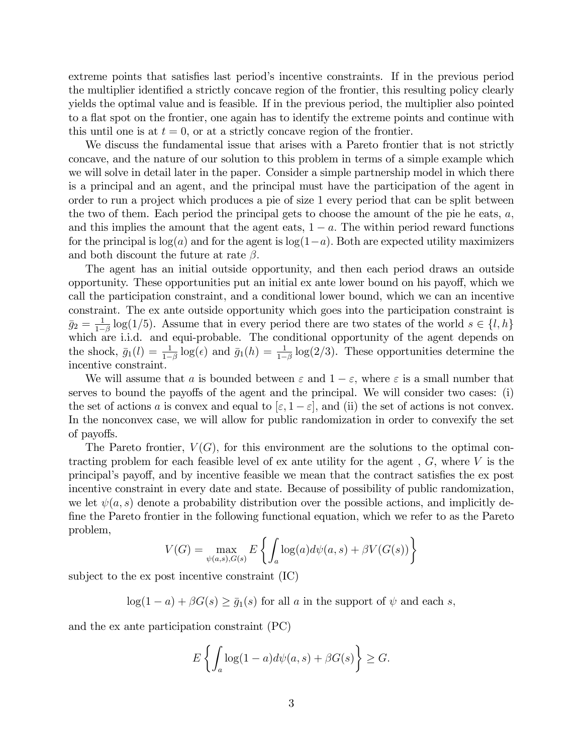extreme points that satisfies last period's incentive constraints. If in the previous period the multiplier identified a strictly concave region of the frontier, this resulting policy clearly yields the optimal value and is feasible. If in the previous period, the multiplier also pointed to a flat spot on the frontier, one again has to identify the extreme points and continue with this until one is at $t = 0$, or at a strictly concave region of the frontier.

We discuss the fundamental issue that arises with a Pareto frontier that is not strictly concave, and the nature of our solution to this problem in terms of a simple example which we will solve in detail later in the paper. Consider a simple partnership model in which there is a principal and an agent, and the principal must have the participation of the agent in order to run a project which produces a pie of size 1 every period that can be split between the two of them. Each period the principal gets to choose the amount of the pie he eats, $a$, and this implies the amount that the agent eats, $1 - a$. The within period reward functions for the principal is $\log(a)$ and for the agent is $\log(1-a)$. Both are expected utility maximizers and both discount the future at rate $\beta$.

The agent has an initial outside opportunity, and then each period draws an outside opportunity. These opportunities put an initial ex ante lower bound on his payoff, which we call the participation constraint, and a conditional lower bound, which we can an incentive constraint. The ex ante outside opportunity which goes into the participation constraint is $\bar{g}_2 = \frac{1}{1-\beta}\log(1/5)$. Assume that in every period there are two states of the world $s \in \{l, h\}$ which are i.i.d. and equi-probable. The conditional opportunity of the agent depends on the shock, $\bar{g}_1(l) = \frac{1}{1-\beta}\log(\epsilon)$ and $\bar{g}_1(h) = \frac{1}{1-\beta}\log(2/3)$. These opportunities determine the incentive constraint.

We will assume that $a$ is bounded between $\varepsilon$ and $1-\varepsilon$, where $\varepsilon$ is a small number that serves to bound the payoffs of the agent and the principal. We will consider two cases: (i) the set of actions $a$ is convex and equal to $[\varepsilon, 1-\varepsilon]$, and (ii) the set of actions is not convex. In the nonconvex case, we will allow for public randomization in order to convexify the set of payoffs.

The Pareto frontier, $V(G)$, for this environment are the solutions to the optimal contracting problem for each feasible level of ex ante utility for the agent , $G$, where $V$ is the principal's payoff, and by incentive feasible we mean that the contract satisfies the ex post incentive constraint in every date and state. Because of possibility of public randomization, we let $\psi(a, s)$ denote a probability distribution over the possible actions, and implicitly define the Pareto frontier in the following functional equation, which we refer to as the Pareto problem,

$$V(G) = \max_{\psi(a,s), G(s)} E\left\{ \int_a \log(a) d\psi(a, s) + \beta V(G(s)) \right\}$$

subject to the ex post incentive constraint (IC)

$$\log(1-a) + \beta G(s) \geq \bar{g}_1(s) \text{ for all } a \text{ in the support of } \psi \text{ and each } s,$$

and the ex ante participation constraint (PC)

$$E\left\{ \int_a \log(1-a) d\psi(a, s) + \beta G(s) \right\} \geq G.$$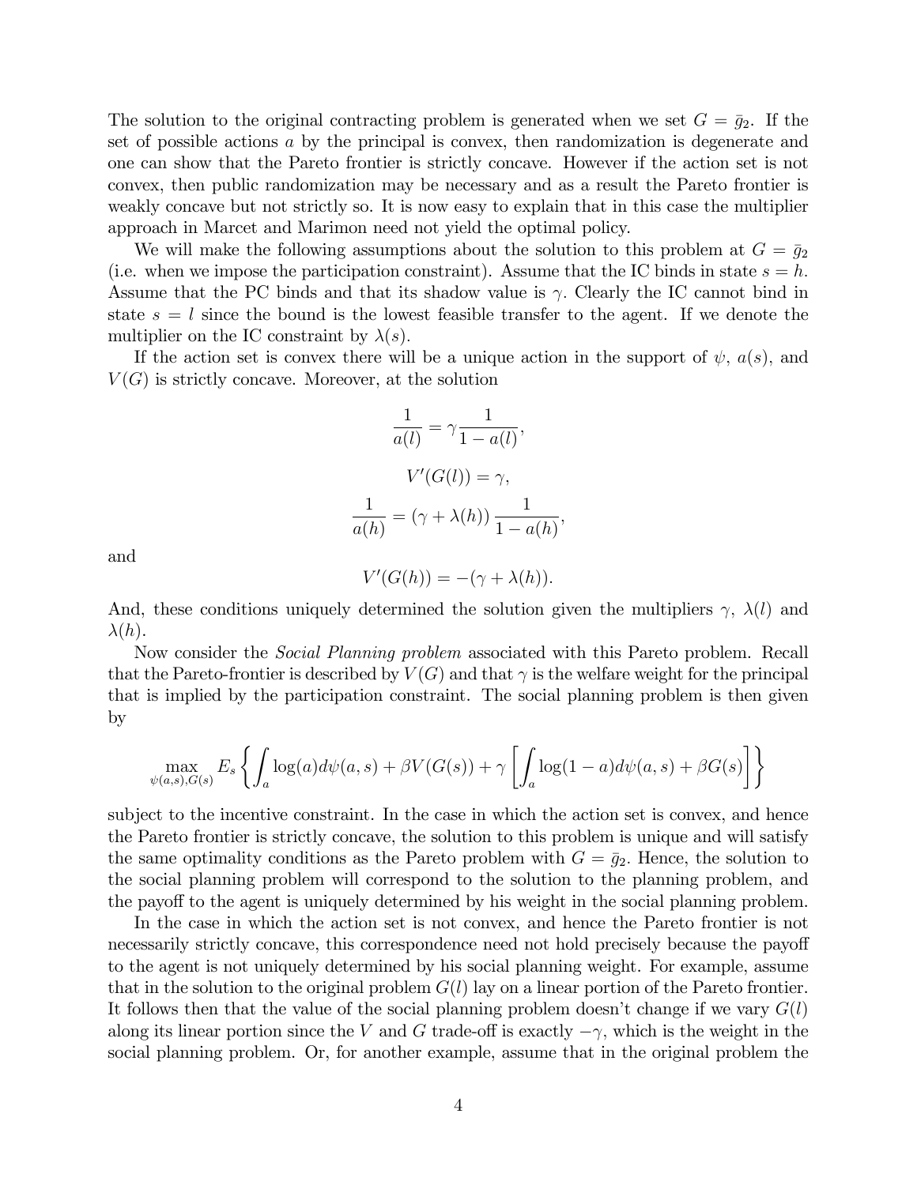The solution to the original contracting problem is generated when we set $G = \bar{g}_2$. If the set of possible actions $a$ by the principal is convex, then randomization is degenerate and one can show that the Pareto frontier is strictly concave. However if the action set is not convex, then public randomization may be necessary and as a result the Pareto frontier is weakly concave but not strictly so. It is now easy to explain that in this case the multiplier approach in Marcet and Marimon need not yield the optimal policy.

We will make the following assumptions about the solution to this problem at $G = \bar{g}_2$ (i.e. when we impose the participation constraint). Assume that the IC binds in state $s = h$. Assume that the PC binds and that its shadow value is $\gamma$. Clearly the IC cannot bind in state $s = l$ since the bound is the lowest feasible transfer to the agent. If we denote the multiplier on the IC constraint by $\lambda(s)$.

If the action set is convex there will be a unique action in the support of $\psi$, $a(s)$, and $V(G)$ is strictly concave. Moreover, at the solution

$$\frac{1}{a(l)} = \gamma \frac{1}{1 - a(l)},$$

$$V'(G(l)) = \gamma,$$

$$\frac{1}{a(h)} = (\gamma + \lambda(h)) \frac{1}{1 - a(h)},$$

and

$$V'(G(h)) = -(\gamma + \lambda(h)).$$

And, these conditions uniquely determined the solution given the multipliers $\gamma$, $\lambda(l)$ and $\lambda(h)$.

Now consider the *Social Planning problem* associated with this Pareto problem. Recall that the Pareto-frontier is described by $V(G)$ and that $\gamma$ is the welfare weight for the principal that is implied by the participation constraint. The social planning problem is then given by

$$\max_{\psi(a,s),G(s)} E_s \left\{ \int_a \log(a) d\psi(a,s) + \beta V(G(s)) + \gamma \left[ \int_a \log(1-a) d\psi(a,s) + \beta G(s) \right] \right\}$$

subject to the incentive constraint. In the case in which the action set is convex, and hence the Pareto frontier is strictly concave, the solution to this problem is unique and will satisfy the same optimality conditions as the Pareto problem with $G = \bar{g}_2$. Hence, the solution to the social planning problem will correspond to the solution to the planning problem, and the payoff to the agent is uniquely determined by his weight in the social planning problem.

In the case in which the action set is not convex, and hence the Pareto frontier is not necessarily strictly concave, this correspondence need not hold precisely because the payoff to the agent is not uniquely determined by his social planning weight. For example, assume that in the solution to the original problem $G(l)$ lay on a linear portion of the Pareto frontier. It follows then that the value of the social planning problem doesn't change if we vary $G(l)$ along its linear portion since the $V$ and $G$ trade-off is exactly $-\gamma$, which is the weight in the social planning problem. Or, for another example, assume that in the original problem the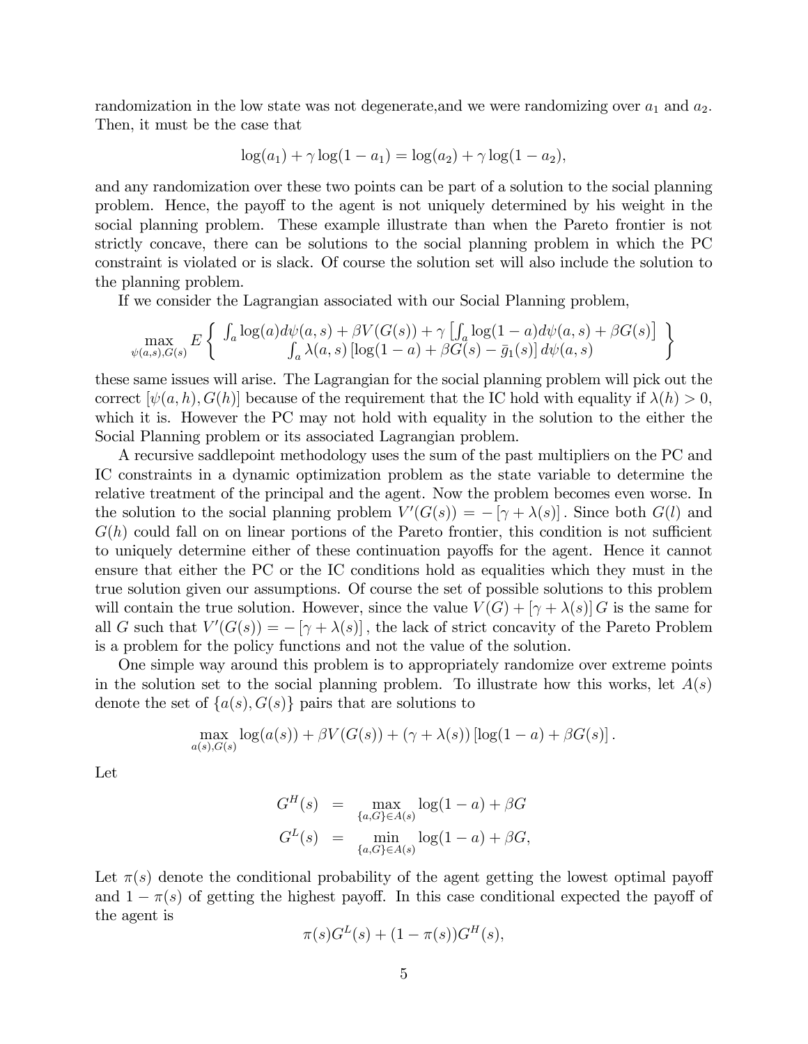randomization in the low state was not degenerate,and we were randomizing over $a_1$ and $a_2$. Then, it must be the case that

$$\log(a_1) + \gamma \log(1 - a_1) = \log(a_2) + \gamma \log(1 - a_2),$$

and any randomization over these two points can be part of a solution to the social planning problem. Hence, the payoff to the agent is not uniquely determined by his weight in the social planning problem. These example illustrate than when the Pareto frontier is not strictly concave, there can be solutions to the social planning problem in which the PC constraint is violated or is slack. Of course the solution set will also include the solution to the planning problem.

If we consider the Lagrangian associated with our Social Planning problem,

$$\max_{\psi(a,s),G(s)} E \left\{ \begin{array}{c} \int_a \log(a) d\psi(a,s) + \beta V(G(s)) + \gamma \left[ \int_a \log(1-a) d\psi(a,s) + \beta G(s) \right] \\ \int_a \lambda(a,s) \left[ \log(1-a) + \beta G(s) - \bar{g}_1(s) \right] d\psi(a,s) \end{array} \right\}$$

these same issues will arise. The Lagrangian for the social planning problem will pick out the correct $[\psi(a,h), G(h)]$ because of the requirement that the IC hold with equality if $\lambda(h) > 0$, which it is. However the PC may not hold with equality in the solution to the either the Social Planning problem or its associated Lagrangian problem.

A recursive saddlepoint methodology uses the sum of the past multipliers on the PC and IC constraints in a dynamic optimization problem as the state variable to determine the relative treatment of the principal and the agent. Now the problem becomes even worse. In the solution to the social planning problem $V'(G(s)) = -[\gamma + \lambda(s)]$. Since both $G(l)$ and $G(h)$ could fall on on linear portions of the Pareto frontier, this condition is not sufficient to uniquely determine either of these continuation payoffs for the agent. Hence it cannot ensure that either the PC or the IC conditions hold as equalities which they must in the true solution given our assumptions. Of course the set of possible solutions to this problem will contain the true solution. However, since the value $V(G) + [\gamma + \lambda(s)] G$ is the same for all $G$ such that $V'(G(s)) = -[\gamma + \lambda(s)]$, the lack of strict concavity of the Pareto Problem is a problem for the policy functions and not the value of the solution.

One simple way around this problem is to appropriately randomize over extreme points in the solution set to the social planning problem. To illustrate how this works, let $A(s)$ denote the set of $\{a(s), G(s)\}$ pairs that are solutions to

$$\max_{a(s),G(s)} \log(a(s)) + \beta V(G(s)) + (\gamma + \lambda(s)) \left[ \log(1-a) + \beta G(s) \right].$$

Let

$$\begin{aligned} G^H(s) &= \max_{\{a,G\} \in A(s)} \log(1-a) + \beta G \\ G^L(s) &= \min_{\{a,G\} \in A(s)} \log(1-a) + \beta G, \end{aligned}$$

Let $\pi(s)$ denote the conditional probability of the agent getting the lowest optimal payoff and $1 - \pi(s)$ of getting the highest payoff. In this case conditional expected the payoff of the agent is

$$\pi(s) G^L(s) + (1 - \pi(s)) G^H(s),$$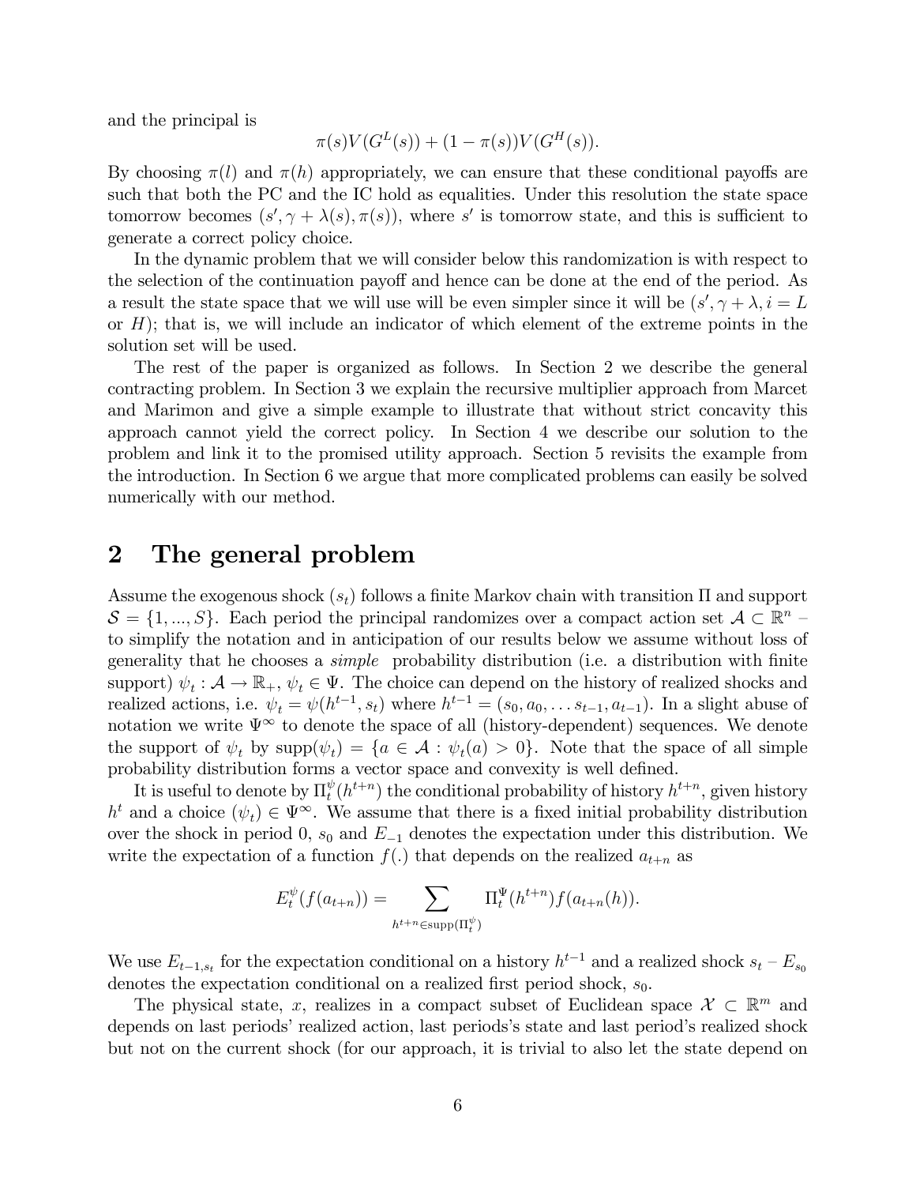and the principal is

$$\pi(s)V(G^L(s)) + (1 - \pi(s))V(G^H(s)).$$

By choosing $\pi(l)$ and $\pi(h)$ appropriately, we can ensure that these conditional payoffs are such that both the PC and the IC hold as equalities. Under this resolution the state space tomorrow becomes $(s', \gamma + \lambda(s), \pi(s))$, where $s'$ is tomorrow state, and this is sufficient to generate a correct policy choice.

In the dynamic problem that we will consider below this randomization is with respect to the selection of the continuation payoff and hence can be done at the end of the period. As a result the state space that we will use will be even simpler since it will be $(s', \gamma + \lambda, i = L$ or $H)$; that is, we will include an indicator of which element of the extreme points in the solution set will be used.

The rest of the paper is organized as follows. In Section 2 we describe the general contracting problem. In Section 3 we explain the recursive multiplier approach from Marcet and Marimon and give a simple example to illustrate that without strict concavity this approach cannot yield the correct policy. In Section 4 we describe our solution to the problem and link it to the promised utility approach. Section 5 revisits the example from the introduction. In Section 6 we argue that more complicated problems can easily be solved numerically with our method.

# 2 The general problem

Assume the exogenous shock $(s_t)$ follows a finite Markov chain with transition $\Pi$ and support $\mathcal{S} = \{1, ..., S\}$. Each period the principal randomizes over a compact action set $\mathcal{A} \subset \mathbb{R}^n$ – to simplify the notation and in anticipation of our results below we assume without loss of generality that he chooses a *simple* probability distribution (i.e. a distribution with finite support) $\psi_t : \mathcal{A} \to \mathbb{R}_+$, $\psi_t \in \Psi$. The choice can depend on the history of realized shocks and realized actions, i.e. $\psi_t = \psi(h^{t-1}, s_t)$ where $h^{t-1} = (s_0, a_0, \ldots s_{t-1}, a_{t-1})$. In a slight abuse of notation we write $\Psi^\infty$ to denote the space of all (history-dependent) sequences. We denote the support of $\psi_t$ by $\text{supp}(\psi_t) = \{a \in \mathcal{A} : \psi_t(a) > 0\}$. Note that the space of all simple probability distribution forms a vector space and convexity is well defined.

It is useful to denote by $\Pi_t^\psi(h^{t+n})$ the conditional probability of history $h^{t+n}$, given history $h^t$ and a choice $(\psi_t) \in \Psi^\infty$. We assume that there is a fixed initial probability distribution over the shock in period 0, $s_0$ and $E_{-1}$ denotes the expectation under this distribution. We write the expectation of a function $f(.)$ that depends on the realized $a_{t+n}$ as

$$E_t^\psi(f(a_{t+n})) = \sum_{h^{t+n} \in \text{supp}(\Pi_t^\psi)} \Pi_t^\Psi(h^{t+n}) f(a_{t+n}(h)).$$

We use $E_{t-1,s_t}$ for the expectation conditional on a history $h^{t-1}$ and a realized shock $s_t$ – $E_{s_0}$ denotes the expectation conditional on a realized first period shock, $s_0$.

The physical state, $x$, realizes in a compact subset of Euclidean space $\mathcal{X} \subset \mathbb{R}^m$ and depends on last periods' realized action, last periods's state and last period's realized shock but not on the current shock (for our approach, it is trivial to also let the state depend on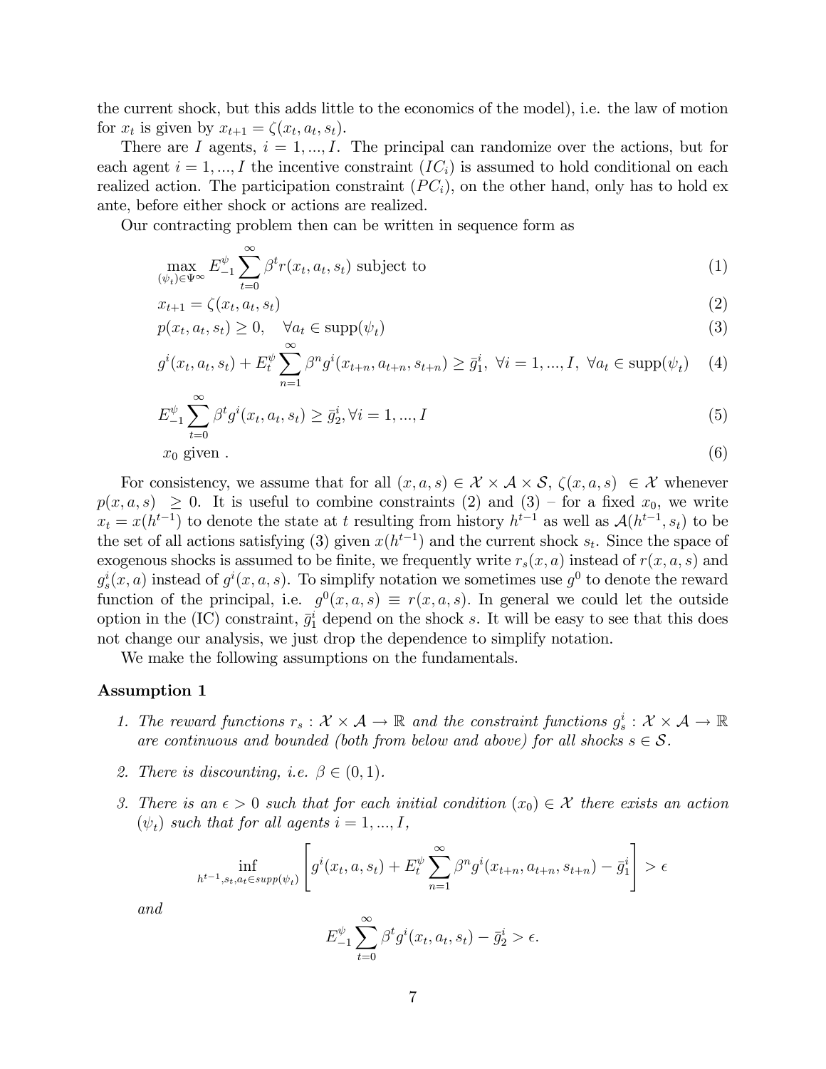the current shock, but this adds little to the economics of the model), i.e. the law of motion for $x_t$ is given by $x_{t+1} = \zeta(x_t, a_t, s_t)$.

There are $I$ agents, $i = 1, ..., I$. The principal can randomize over the actions, but for each agent $i = 1, ..., I$ the incentive constraint $(IC_i)$ is assumed to hold conditional on each realized action. The participation constraint $(PC_i)$, on the other hand, only has to hold ex ante, before either shock or actions are realized.

Our contracting problem then can be written in sequence form as

$$\max_{(\psi_t) \in \Psi^\infty} E_{-1}^{\psi} \sum_{t=0}^{\infty} \beta^t r(x_t, a_t, s_t) \text{ subject to} \tag{1}$$

$$x_{t+1} = \zeta(x_t, a_t, s_t) \tag{2}$$

$$p(x_t, a_t, s_t) \geq 0, \quad \forall a_t \in \text{supp}(\psi_t) \tag{3}$$

$$g^i(x_t, a_t, s_t) + E_t^{\psi} \sum_{n=1}^{\infty} \beta^n g^i(x_{t+n}, a_{t+n}, s_{t+n}) \geq \bar{g}_1^i, \ \forall i = 1, ..., I, \ \forall a_t \in \text{supp}(\psi_t) \tag{4}$$

$$E_{-1}^{\psi} \sum_{t=0}^{\infty} \beta^t g^i(x_t, a_t, s_t) \geq \bar{g}_2^i, \forall i = 1, ..., I \tag{5}$$

$$x_0 \text{ given .} \tag{6}$$

For consistency, we assume that for all $(x, a, s) \in \mathcal{X} \times \mathcal{A} \times \mathcal{S}$, $\zeta(x, a, s) \in \mathcal{X}$ whenever $p(x, a, s) \geq 0$. It is useful to combine constraints (2) and (3) – for a fixed $x_0$, we write $x_t = x(h^{t-1})$ to denote the state at $t$ resulting from history $h^{t-1}$ as well as $\mathcal{A}(h^{t-1}, s_t)$ to be the set of all actions satisfying (3) given $x(h^{t-1})$ and the current shock $s_t$. Since the space of exogenous shocks is assumed to be finite, we frequently write $r_s(x, a)$ instead of $r(x, a, s)$ and $g_s^i(x, a)$ instead of $g^i(x, a, s)$. To simplify notation we sometimes use $g^0$ to denote the reward function of the principal, i.e. $g^0(x, a, s) \equiv r(x, a, s)$. In general we could let the outside option in the (IC) constraint, $\bar{g}_1^i$ depend on the shock $s$. It will be easy to see that this does not change our analysis, we just drop the dependence to simplify notation.

We make the following assumptions on the fundamentals.

**Assumption 1**

1. *The reward functions $r_s : \mathcal{X} \times \mathcal{A} \to \mathbb{R}$ and the constraint functions $g_s^i : \mathcal{X} \times \mathcal{A} \to \mathbb{R}$ are continuous and bounded (both from below and above) for all shocks $s \in \mathcal{S}$.*

2. *There is discounting, i.e. $\beta \in (0, 1)$.*

3. *There is an $\epsilon > 0$ such that for each initial condition $(x_0) \in \mathcal{X}$ there exists an action $(\psi_t)$ such that for all agents $i = 1, ..., I$,*

$$\inf_{h^{t-1}, s_t, a_t \in supp(\psi_t)} \left[ g^i(x_t, a, s_t) + E_t^{\psi} \sum_{n=1}^{\infty} \beta^n g^i(x_{t+n}, a_{t+n}, s_{t+n}) - \bar{g}_1^i \right] > \epsilon$$

*and*

$$E_{-1}^{\psi} \sum_{t=0}^{\infty} \beta^t g^i(x_t, a_t, s_t) - \bar{g}_2^i > \epsilon.$$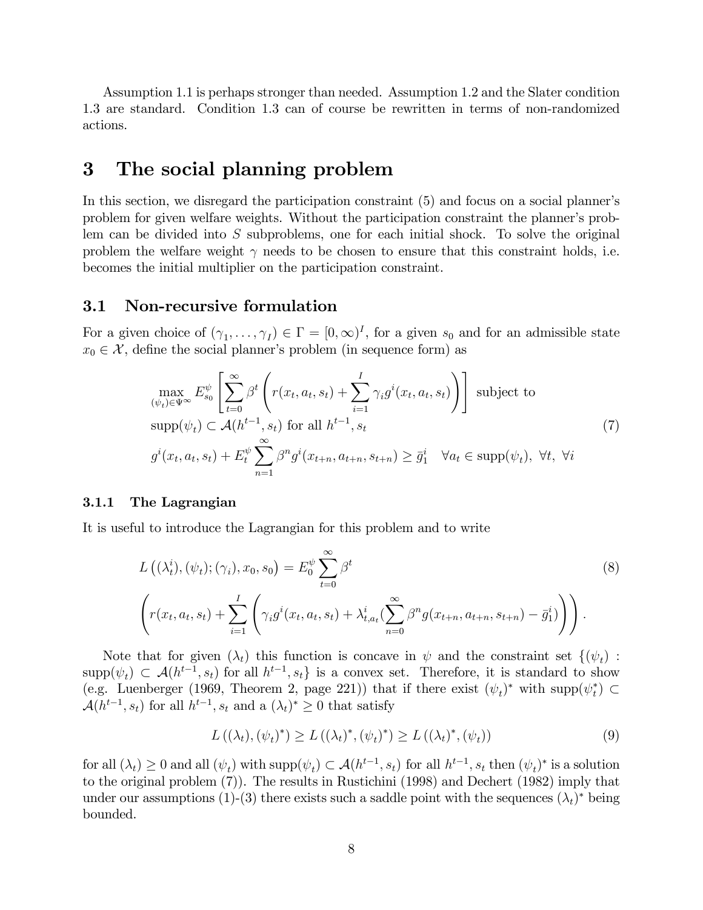Assumption 1.1 is perhaps stronger than needed. Assumption 1.2 and the Slater condition 1.3 are standard. Condition 1.3 can of course be rewritten in terms of non-randomized actions.

# 3 The social planning problem

In this section, we disregard the participation constraint (5) and focus on a social planner's problem for given welfare weights. Without the participation constraint the planner's problem can be divided into $S$ subproblems, one for each initial shock. To solve the original problem the welfare weight $\gamma$ needs to be chosen to ensure that this constraint holds, i.e. becomes the initial multiplier on the participation constraint.

## 3.1 Non-recursive formulation

For a given choice of $(\gamma_1, \ldots, \gamma_I) \in \Gamma = [0, \infty)^I$, for a given $s_0$ and for an admissible state $x_0 \in \mathcal{X}$, define the social planner's problem (in sequence form) as

$$
\begin{aligned}
&\max_{(\psi_t) \in \Psi^\infty} E_{s_0}^{\psi} \left[ \sum_{t=0}^{\infty} \beta^t \left( r(x_t, a_t, s_t) + \sum_{i=1}^{I} \gamma_i g^i(x_t, a_t, s_t) \right) \right] \text{ subject to} \\
&\text{supp}(\psi_t) \subset \mathcal{A}(h^{t-1}, s_t) \text{ for all } h^{t-1}, s_t \\
&g^i(x_t, a_t, s_t) + E_t^{\psi} \sum_{n=1}^{\infty} \beta^n g^i(x_{t+n}, a_{t+n}, s_{t+n}) \geq \bar{g}_1^i \quad \forall a_t \in \text{supp}(\psi_t), \ \forall t, \ \forall i
\end{aligned}
\tag{7}
$$

### 3.1.1 The Lagrangian

It is useful to introduce the Lagrangian for this problem and to write

$$
L\left((\lambda_t^i), (\psi_t); (\gamma_i), x_0, s_0\right) = E_0^{\psi} \sum_{t=0}^{\infty} \beta^t
\tag{8}
$$

$$
\left( r(x_t, a_t, s_t) + \sum_{i=1}^{I} \left( \gamma_i g^i(x_t, a_t, s_t) + \lambda_{t,a_t}^i \left( \sum_{n=0}^{\infty} \beta^n g(x_{t+n}, a_{t+n}, s_{t+n}) - \bar{g}_1^i \right) \right) \right).
$$

Note that for given $(\lambda_t)$ this function is concave in $\psi$ and the constraint set $\{(\psi_t) : \text{supp}(\psi_t) \subset \mathcal{A}(h^{t-1}, s_t) \text{ for all } h^{t-1}, s_t\}$ is a convex set. Therefore, it is standard to show (e.g. Luenberger (1969, Theorem 2, page 221)) that if there exist $(\psi_t)^*$ with $\text{supp}(\psi_t^*) \subset \mathcal{A}(h^{t-1}, s_t)$ for all $h^{t-1}, s_t$ and a $(\lambda_t)^* \geq 0$ that satisfy

$$
L\left((\lambda_t), (\psi_t)^*\right) \geq L\left((\lambda_t)^*, (\psi_t)^*\right) \geq L\left((\lambda_t)^*, (\psi_t)\right)
\tag{9}
$$

for all $(\lambda_t) \geq 0$ and all $(\psi_t)$ with $\text{supp}(\psi_t) \subset \mathcal{A}(h^{t-1}, s_t)$ for all $h^{t-1}, s_t$ then $(\psi_t)^*$ is a solution to the original problem (7)). The results in Rustichini (1998) and Dechert (1982) imply that under our assumptions (1)-(3) there exists such a saddle point with the sequences $(\lambda_t)^*$ being bounded.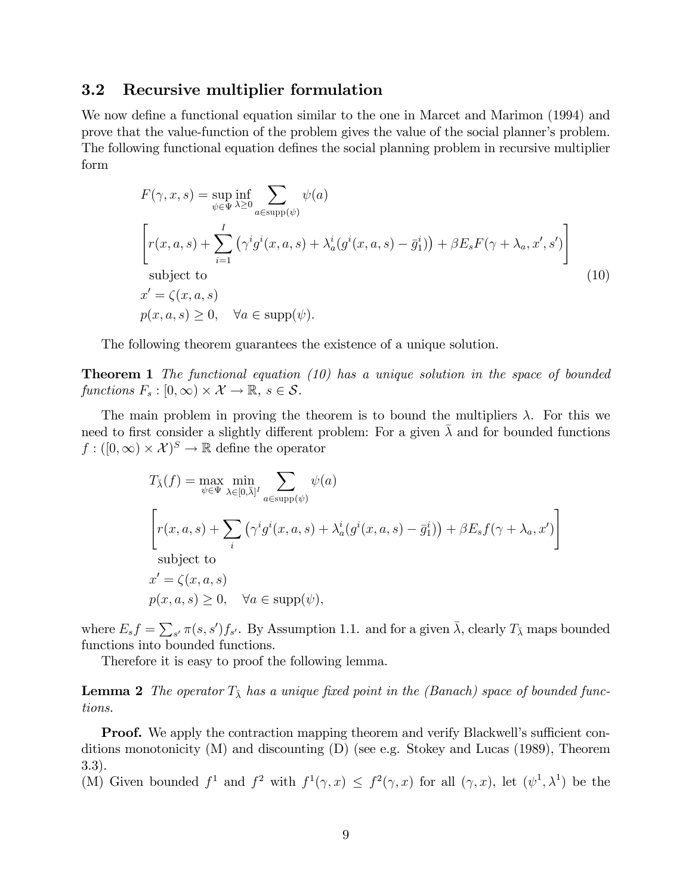### 3.2 Recursive multiplier formulation

We now define a functional equation similar to the one in Marcet and Marimon (1994) and prove that the value-function of the problem gives the value of the social planner's problem. The following functional equation defines the social planning problem in recursive multiplier form

$$
\begin{aligned}
F(\gamma, x, s) &= \sup_{\psi \in \Psi} \inf_{\lambda \geq 0} \sum_{a \in \text{supp}(\psi)} \psi(a) \\
&\left[ r(x, a, s) + \sum_{i=1}^{I} \left( \gamma^i g^i(x, a, s) + \lambda_a^i (g^i(x, a, s) - \bar{g}_1^i) \right) + \beta E_s F(\gamma + \lambda_a, x', s') \right] \\
&\text{subject to} \\
&x' = \zeta(x, a, s) \\
&p(x, a, s) \geq 0, \quad \forall a \in \text{supp}(\psi).
\end{aligned}
\tag{10}
$$

The following theorem guarantees the existence of a unique solution.

**Theorem 1** *The functional equation (10) has a unique solution in the space of bounded functions $F_s : [0, \infty) \times \mathcal{X} \to \mathbb{R}$, $s \in \mathcal{S}$.*

The main problem in proving the theorem is to bound the multipliers $\lambda$. For this we need to first consider a slightly different problem: For a given $\bar{\lambda}$ and for bounded functions $f : ([0, \infty) \times \mathcal{X})^S \to \mathbb{R}$ define the operator

$$
\begin{aligned}
T_{\bar{\lambda}}(f) &= \max_{\psi \in \Psi} \min_{\lambda \in [0, \bar{\lambda}]^I} \sum_{a \in \text{supp}(\psi)} \psi(a) \\
&\left[ r(x, a, s) + \sum_{i} \left( \gamma^i g^i(x, a, s) + \lambda_a^i (g^i(x, a, s) - \bar{g}_1^i) \right) + \beta E_s f(\gamma + \lambda_a, x') \right] \\
&\text{subject to} \\
&x' = \zeta(x, a, s) \\
&p(x, a, s) \geq 0, \quad \forall a \in \text{supp}(\psi),
\end{aligned}
$$

where $E_s f = \sum_{s'} \pi(s, s') f_{s'}$. By Assumption 1.1. and for a given $\bar{\lambda}$, clearly $T_{\bar{\lambda}}$ maps bounded functions into bounded functions.

Therefore it is easy to proof the following lemma.

**Lemma 2** *The operator $T_{\bar{\lambda}}$ has a unique fixed point in the (Banach) space of bounded functions.*

**Proof.** We apply the contraction mapping theorem and verify Blackwell's sufficient conditions monotonicity (M) and discounting (D) (see e.g. Stokey and Lucas (1989), Theorem 3.3).

(M) Given bounded $f^1$ and $f^2$ with $f^1(\gamma, x) \leq f^2(\gamma, x)$ for all $(\gamma, x)$, let $(\psi^1, \lambda^1)$ be the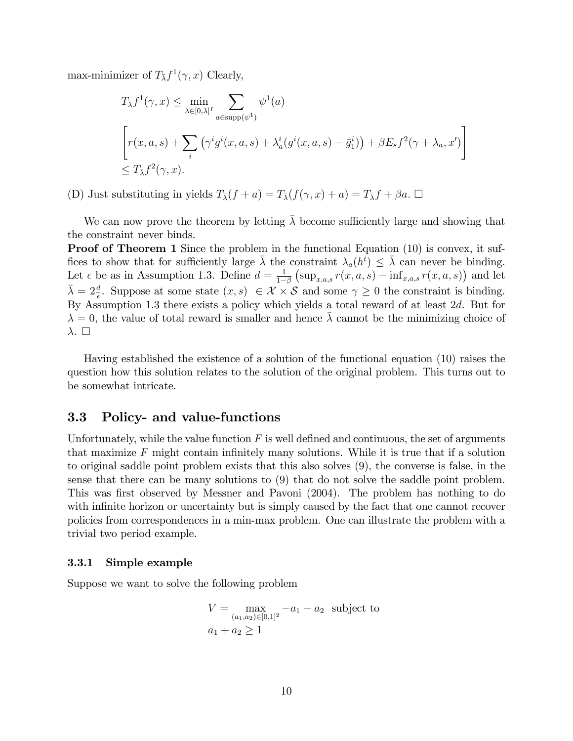max-minimizer of $T_{\bar{\lambda}} f^1(\gamma, x)$ Clearly,

$$T_{\bar{\lambda}} f^1(\gamma, x) \leq \min_{\lambda \in [0,\bar{\lambda}]^I} \sum_{a \in \text{supp}(\psi^1)} \psi^1(a)$$

$$\left[ r(x,a,s) + \sum_i \left( \gamma^i g^i(x,a,s) + \lambda_a^i (g^i(x,a,s) - \bar{g}_1^i) \right) + \beta E_s f^2(\gamma + \lambda_a, x') \right]$$

$$\leq T_{\bar{\lambda}} f^2(\gamma, x).$$

(D) Just substituting in yields $T_{\bar{\lambda}}(f + a) = T_{\bar{\lambda}}(f(\gamma, x) + a) = T_{\bar{\lambda}} f + \beta a$. □

We can now prove the theorem by letting $\bar{\lambda}$ become sufficiently large and showing that the constraint never binds.

**Proof of Theorem 1** Since the problem in the functional Equation (10) is convex, it suffices to show that for sufficiently large $\bar{\lambda}$ the constraint $\lambda_a(h^t) \leq \bar{\lambda}$ can never be binding. Let $\epsilon$ be as in Assumption 1.3. Define $d = \frac{1}{1-\beta} \left( \sup_{x,a,s} r(x,a,s) - \inf_{x,a,s} r(x,a,s) \right)$ and let $\bar{\lambda} = 2\frac{d}{\epsilon}$. Suppose at some state $(x, s) \in \mathcal{X} \times \mathcal{S}$ and some $\gamma \geq 0$ the constraint is binding. By Assumption 1.3 there exists a policy which yields a total reward of at least $2d$. But for $\lambda = 0$, the value of total reward is smaller and hence $\bar{\lambda}$ cannot be the minimizing choice of $\lambda$. □

Having established the existence of a solution of the functional equation (10) raises the question how this solution relates to the solution of the original problem. This turns out to be somewhat intricate.

## 3.3 Policy- and value-functions

Unfortunately, while the value function $F$ is well defined and continuous, the set of arguments that maximize $F$ might contain infinitely many solutions. While it is true that if a solution to original saddle point problem exists that this also solves (9), the converse is false, in the sense that there can be many solutions to (9) that do not solve the saddle point problem. This was first observed by Messner and Pavoni (2004). The problem has nothing to do with infinite horizon or uncertainty but is simply caused by the fact that one cannot recover policies from correspondences in a min-max problem. One can illustrate the problem with a trivial two period example.

### 3.3.1 Simple example

Suppose we want to solve the following problem

$$V = \max_{(a_1,a_2) \in [0,1]^2} -a_1 - a_2 \text{ subject to}$$

$$a_1 + a_2 \geq 1$$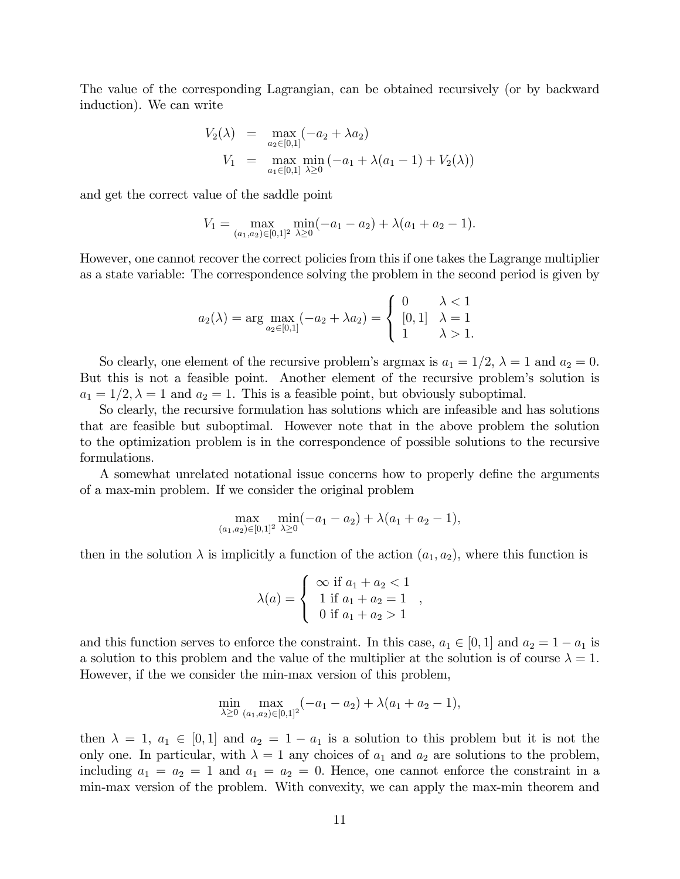The value of the corresponding Lagrangian, can be obtained recursively (or by backward induction). We can write

$$
\begin{aligned}
V_2(\lambda) &= \max_{a_2 \in [0,1]} (-a_2 + \lambda a_2) \\
V_1 &= \max_{a_1 \in [0,1]} \min_{\lambda \geq 0} (-a_1 + \lambda(a_1 - 1) + V_2(\lambda))
\end{aligned}
$$

and get the correct value of the saddle point

$$
V_1 = \max_{(a_1,a_2)\in[0,1]^2} \min_{\lambda \geq 0} (-a_1 - a_2) + \lambda(a_1 + a_2 - 1).
$$

However, one cannot recover the correct policies from this if one takes the Lagrange multiplier as a state variable: The correspondence solving the problem in the second period is given by

$$
a_2(\lambda) = \arg\max_{a_2 \in [0,1]} (-a_2 + \lambda a_2) = \begin{cases} 0 & \lambda < 1 \\ [0,1] & \lambda = 1 \\ 1 & \lambda > 1. \end{cases}
$$

So clearly, one element of the recursive problem's argmax is $a_1 = 1/2$, $\lambda = 1$ and $a_2 = 0$. But this is not a feasible point. Another element of the recursive problem's solution is $a_1 = 1/2, \lambda = 1$ and $a_2 = 1$. This is a feasible point, but obviously suboptimal.

So clearly, the recursive formulation has solutions which are infeasible and has solutions that are feasible but suboptimal. However note that in the above problem the solution to the optimization problem is in the correspondence of possible solutions to the recursive formulations.

A somewhat unrelated notational issue concerns how to properly define the arguments of a max-min problem. If we consider the original problem

$$
\max_{(a_1,a_2)\in[0,1]^2} \min_{\lambda \geq 0} (-a_1 - a_2) + \lambda(a_1 + a_2 - 1),
$$

then in the solution $\lambda$ is implicitly a function of the action $(a_1, a_2)$, where this function is

$$
\lambda(a) = \begin{cases} \infty \text{ if } a_1 + a_2 < 1 \\ 1 \text{ if } a_1 + a_2 = 1 \\ 0 \text{ if } a_1 + a_2 > 1 \end{cases},
$$

and this function serves to enforce the constraint. In this case, $a_1 \in [0,1]$ and $a_2 = 1 - a_1$ is a solution to this problem and the value of the multiplier at the solution is of course $\lambda = 1$. However, if the we consider the min-max version of this problem,

$$
\min_{\lambda \geq 0} \max_{(a_1,a_2)\in[0,1]^2} (-a_1 - a_2) + \lambda(a_1 + a_2 - 1),
$$

then $\lambda = 1$, $a_1 \in [0,1]$ and $a_2 = 1 - a_1$ is a solution to this problem but it is not the only one. In particular, with $\lambda = 1$ any choices of $a_1$ and $a_2$ are solutions to the problem, including $a_1 = a_2 = 1$ and $a_1 = a_2 = 0$. Hence, one cannot enforce the constraint in a min-max version of the problem. With convexity, we can apply the max-min theorem and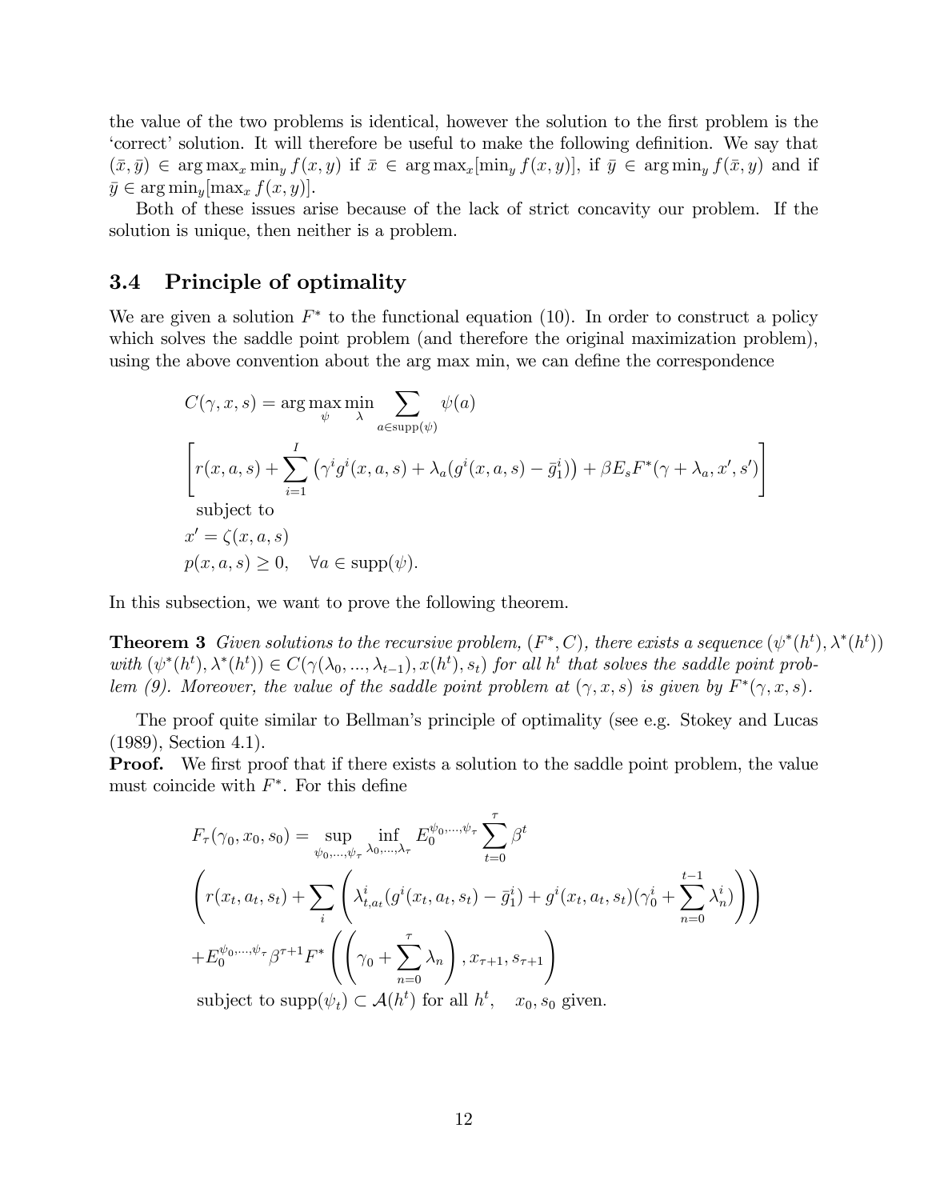the value of the two problems is identical, however the solution to the first problem is the 'correct' solution. It will therefore be useful to make the following definition. We say that $(\bar{x}, \bar{y}) \in \arg\max_x \min_y f(x, y)$ if $\bar{x} \in \arg\max_x[\min_y f(x, y)]$, if $\bar{y} \in \arg\min_y f(\bar{x}, y)$ and if $\bar{y} \in \arg\min_y[\max_x f(x, y)]$.

Both of these issues arise because of the lack of strict concavity our problem. If the solution is unique, then neither is a problem.

## 3.4 Principle of optimality

We are given a solution $F^*$ to the functional equation (10). In order to construct a policy which solves the saddle point problem (and therefore the original maximization problem), using the above convention about the arg max min, we can define the correspondence

$$
\begin{aligned}
&C(\gamma, x, s) = \arg\max_{\psi} \min_{\lambda} \sum_{a \in \mathrm{supp}(\psi)} \psi(a) \\
&\left[ r(x, a, s) + \sum_{i=1}^{I} \left( \gamma^i g^i(x, a, s) + \lambda_a (g^i(x, a, s) - \bar{g}_1^i) \right) + \beta E_s F^*(\gamma + \lambda_a, x', s') \right] \\
&\text{subject to} \\
&x' = \zeta(x, a, s) \\
&p(x, a, s) \geq 0, \quad \forall a \in \mathrm{supp}(\psi).
\end{aligned}
$$

In this subsection, we want to prove the following theorem.

**Theorem 3** *Given solutions to the recursive problem, $(F^*, C)$, there exists a sequence $(\psi^*(h^t), \lambda^*(h^t))$ with $(\psi^*(h^t), \lambda^*(h^t)) \in C(\gamma(\lambda_0, ..., \lambda_{t-1}), x(h^t), s_t)$ for all $h^t$ that solves the saddle point problem (9). Moreover, the value of the saddle point problem at $(\gamma, x, s)$ is given by $F^*(\gamma, x, s)$.*

The proof quite similar to Bellman's principle of optimality (see e.g. Stokey and Lucas (1989), Section 4.1).

**Proof.** We first proof that if there exists a solution to the saddle point problem, the value must coincide with $F^*$. For this define

$$
\begin{aligned}
&F_\tau(\gamma_0, x_0, s_0) = \sup_{\psi_0, ..., \psi_\tau} \inf_{\lambda_0, ..., \lambda_\tau} E_0^{\psi_0, ..., \psi_\tau} \sum_{t=0}^{\tau} \beta^t \\
&\left( r(x_t, a_t, s_t) + \sum_i \left( \lambda_{t, a_t}^i (g^i(x_t, a_t, s_t) - \bar{g}_1^i) + g^i(x_t, a_t, s_t)(\gamma_0^i + \sum_{n=0}^{t-1} \lambda_n^i) \right) \right) \\
&+ E_0^{\psi_0, ..., \psi_\tau} \beta^{\tau+1} F^* \left( \left( \gamma_0 + \sum_{n=0}^{\tau} \lambda_n \right), x_{\tau+1}, s_{\tau+1} \right) \\
&\text{subject to } \mathrm{supp}(\psi_t) \subset \mathcal{A}(h^t) \text{ for all } h^t, \quad x_0, s_0 \text{ given.}
\end{aligned}
$$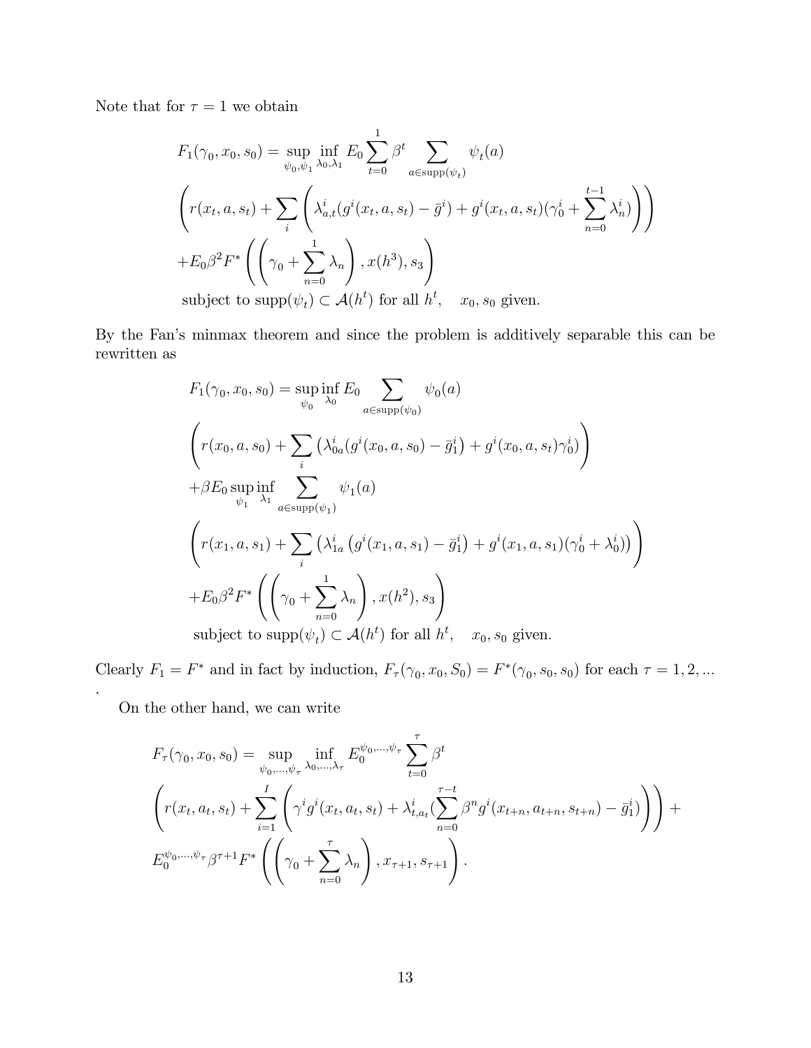Note that for $\tau = 1$ we obtain

$$
\begin{aligned}
& F_1(\gamma_0, x_0, s_0) = \sup_{\psi_0, \psi_1} \inf_{\lambda_0, \lambda_1} E_0 \sum_{t=0}^{1} \beta^t \sum_{a \in \text{supp}(\psi_t)} \psi_t(a) \\
& \left( r(x_t, a, s_t) + \sum_i \left( \lambda^i_{a,t}(g^i(x_t, a, s_t) - \bar{g}^i) + g^i(x_t, a, s_t)(\gamma^i_0 + \sum_{n=0}^{t-1} \lambda^i_n) \right) \right) \\
& + E_0 \beta^2 F^* \left( \left( \gamma_0 + \sum_{n=0}^{1} \lambda_n \right), x(h^3), s_3 \right) \\
& \text{subject to supp}(\psi_t) \subset \mathcal{A}(h^t) \text{ for all } h^t, \quad x_0, s_0 \text{ given.}
\end{aligned}
$$

By the Fan's minmax theorem and since the problem is additively separable this can be rewritten as

$$
\begin{aligned}
& F_1(\gamma_0, x_0, s_0) = \sup_{\psi_0} \inf_{\lambda_0} E_0 \sum_{a \in \text{supp}(\psi_0)} \psi_0(a) \\
& \left( r(x_0, a, s_0) + \sum_i \left( \lambda^i_{0a}(g^i(x_0, a, s_0) - \bar{g}^i_1) + g^i(x_0, a, s_t)\gamma^i_0 \right) \right) \\
& + \beta E_0 \sup_{\psi_1} \inf_{\lambda_1} \sum_{a \in \text{supp}(\psi_1)} \psi_1(a) \\
& \left( r(x_1, a, s_1) + \sum_i \left( \lambda^i_{1a} \left( g^i(x_1, a, s_1) - \bar{g}^i_1 \right) + g^i(x_1, a, s_1)(\gamma^i_0 + \lambda^i_0) \right) \right) \\
& + E_0 \beta^2 F^* \left( \left( \gamma_0 + \sum_{n=0}^{1} \lambda_n \right), x(h^2), s_3 \right) \\
& \text{subject to supp}(\psi_t) \subset \mathcal{A}(h^t) \text{ for all } h^t, \quad x_0, s_0 \text{ given.}
\end{aligned}
$$

Clearly $F_1 = F^*$ and in fact by induction, $F_\tau(\gamma_0, x_0, S_0) = F^*(\gamma_0, s_0, s_0)$ for each $\tau = 1, 2, ...$ .

On the other hand, we can write

$$
\begin{aligned}
& F_\tau(\gamma_0, x_0, s_0) = \sup_{\psi_0, \ldots, \psi_\tau} \inf_{\lambda_0, \ldots, \lambda_\tau} E_0^{\psi_0, \ldots, \psi_\tau} \sum_{t=0}^{\tau} \beta^t \\
& \left( r(x_t, a_t, s_t) + \sum_{i=1}^{I} \left( \gamma^i g^i(x_t, a_t, s_t) + \lambda^i_{t,a_t} (\sum_{n=0}^{\tau - t} \beta^n g^i(x_{t+n}, a_{t+n}, s_{t+n}) - \bar{g}^i_1) \right) \right) + \\
& E_0^{\psi_0, \ldots, \psi_\tau} \beta^{\tau+1} F^* \left( \left( \gamma_0 + \sum_{n=0}^{\tau} \lambda_n \right), x_{\tau+1}, s_{\tau+1} \right).
\end{aligned}
$$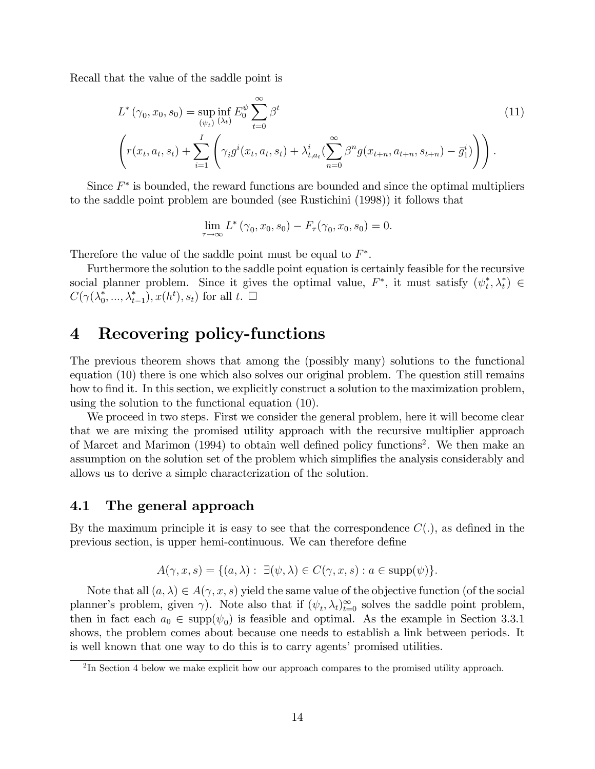Recall that the value of the saddle point is

$$
L^* (\gamma_0, x_0, s_0) = \sup_{(\psi_t)} \inf_{(\lambda_t)} E_0^{\psi} \sum_{t=0}^{\infty} \beta^t \tag{11}
$$

$$
\left( r(x_t, a_t, s_t) + \sum_{i=1}^{I} \left( \gamma_i g^i(x_t, a_t, s_t) + \lambda_{t,a_t}^i \Big(\sum_{n=0}^{\infty} \beta^n g(x_{t+n}, a_{t+n}, s_{t+n}) - \bar{g}_1^i\Big) \right) \right).
$$

Since $F^*$ is bounded, the reward functions are bounded and since the optimal multipliers to the saddle point problem are bounded (see Rustichini (1998)) it follows that

$$
\lim_{\tau \to \infty} L^* (\gamma_0, x_0, s_0) - F_\tau(\gamma_0, x_0, s_0) = 0.
$$

Therefore the value of the saddle point must be equal to $F^*$.

Furthermore the solution to the saddle point equation is certainly feasible for the recursive social planner problem. Since it gives the optimal value, $F^*$, it must satisfy $(\psi_t^*, \lambda_t^*) \in C(\gamma(\lambda_0^*, ..., \lambda_{t-1}^*), x(h^t), s_t)$ for all $t$. □

# 4 Recovering policy-functions

The previous theorem shows that among the (possibly many) solutions to the functional equation (10) there is one which also solves our original problem. The question still remains how to find it. In this section, we explicitly construct a solution to the maximization problem, using the solution to the functional equation (10).

We proceed in two steps. First we consider the general problem, here it will become clear that we are mixing the promised utility approach with the recursive multiplier approach of Marcet and Marimon (1994) to obtain well defined policy functions[2]. We then make an assumption on the solution set of the problem which simplifies the analysis considerably and allows us to derive a simple characterization of the solution.

## 4.1 The general approach

By the maximum principle it is easy to see that the correspondence $C(.)$, as defined in the previous section, is upper hemi-continuous. We can therefore define

$$
A(\gamma, x, s) = \{(a, \lambda) : \; \exists (\psi, \lambda) \in C(\gamma, x, s) : a \in \text{supp}(\psi)\}.
$$

Note that all $(a, \lambda) \in A(\gamma, x, s)$ yield the same value of the objective function (of the social planner's problem, given $\gamma$). Note also that if $(\psi_t, \lambda_t)_{t=0}^{\infty}$ solves the saddle point problem, then in fact each $a_0 \in \text{supp}(\psi_0)$ is feasible and optimal. As the example in Section 3.3.1 shows, the problem comes about because one needs to establish a link between periods. It is well known that one way to do this is to carry agents' promised utilities.

[2] In Section 4 below we make explicit how our approach compares to the promised utility approach.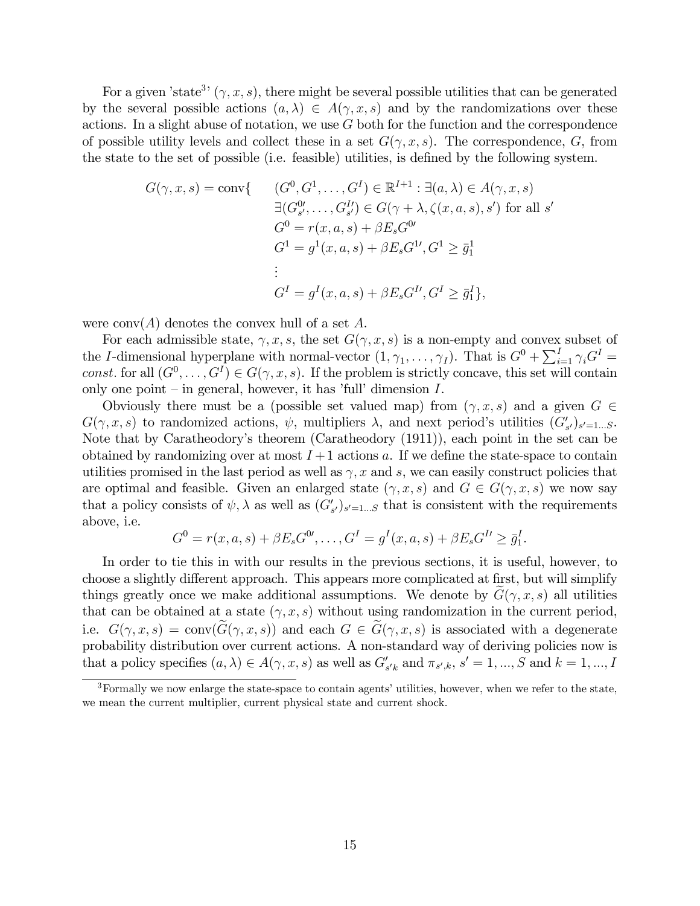For a given 'state[3]' $(\gamma, x, s)$, there might be several possible utilities that can be generated by the several possible actions $(a, \lambda) \in A(\gamma, x, s)$ and by the randomizations over these actions. In a slight abuse of notation, we use $G$ both for the function and the correspondence of possible utility levels and collect these in a set $G(\gamma, x, s)$. The correspondence, $G$, from the state to the set of possible (i.e. feasible) utilities, is defined by the following system.

$$
\begin{aligned}
G(\gamma, x, s) = \text{conv}\{ \quad & (G^0, G^1, \ldots, G^I) \in \mathbb{R}^{I+1} : \exists (a, \lambda) \in A(\gamma, x, s) \\
& \exists (G^{0\prime}_{s'}, \ldots, G^{I\prime}_{s'}) \in G(\gamma + \lambda, \zeta(x, a, s), s') \text{ for all } s' \\
& G^0 = r(x, a, s) + \beta E_s G^{0\prime} \\
& G^1 = g^1(x, a, s) + \beta E_s G^{1\prime}, G^1 \geq \bar{g}^1_1 \\
& \vdots \\
& G^I = g^I(x, a, s) + \beta E_s G^{I\prime}, G^I \geq \bar{g}^I_1 \},
\end{aligned}
$$

were $\text{conv}(A)$ denotes the convex hull of a set $A$.

For each admissible state, $\gamma, x, s$, the set $G(\gamma, x, s)$ is a non-empty and convex subset of the $I$-dimensional hyperplane with normal-vector $(1, \gamma_1, \ldots, \gamma_I)$. That is $G^0 + \sum_{i=1}^{I} \gamma_i G^I = const.$ for all $(G^0, \ldots, G^I) \in G(\gamma, x, s)$. If the problem is strictly concave, this set will contain only one point – in general, however, it has 'full' dimension $I$.

Obviously there must be a (possible set valued map) from $(\gamma, x, s)$ and a given $G \in G(\gamma, x, s)$ to randomized actions, $\psi$, multipliers $\lambda$, and next period's utilities $(G'_{s'})_{s'=1\ldots S}$. Note that by Caratheodory's theorem (Caratheodory (1911)), each point in the set can be obtained by randomizing over at most $I+1$ actions $a$. If we define the state-space to contain utilities promised in the last period as well as $\gamma, x$ and $s$, we can easily construct policies that are optimal and feasible. Given an enlarged state $(\gamma, x, s)$ and $G \in G(\gamma, x, s)$ we now say that a policy consists of $\psi, \lambda$ as well as $(G'_{s'})_{s'=1\ldots S}$ that is consistent with the requirements above, i.e.

$$
G^0 = r(x, a, s) + \beta E_s G^{0\prime}, \ldots, G^I = g^I(x, a, s) + \beta E_s G^{I\prime} \geq \bar{g}^I_1.
$$

In order to tie this in with our results in the previous sections, it is useful, however, to choose a slightly different approach. This appears more complicated at first, but will simplify things greatly once we make additional assumptions. We denote by $\widetilde{G}(\gamma, x, s)$ all utilities that can be obtained at a state $(\gamma, x, s)$ without using randomization in the current period, i.e. $G(\gamma, x, s) = \text{conv}(\widetilde{G}(\gamma, x, s))$ and each $G \in \widetilde{G}(\gamma, x, s)$ is associated with a degenerate probability distribution over current actions. A non-standard way of deriving policies now is that a policy specifies $(a, \lambda) \in A(\gamma, x, s)$ as well as $G'_{s'k}$ and $\pi_{s',k}$, $s' = 1, ..., S$ and $k = 1, ..., I$

[3] Formally we now enlarge the state-space to contain agents' utilities, however, when we refer to the state, we mean the current multiplier, current physical state and current shock.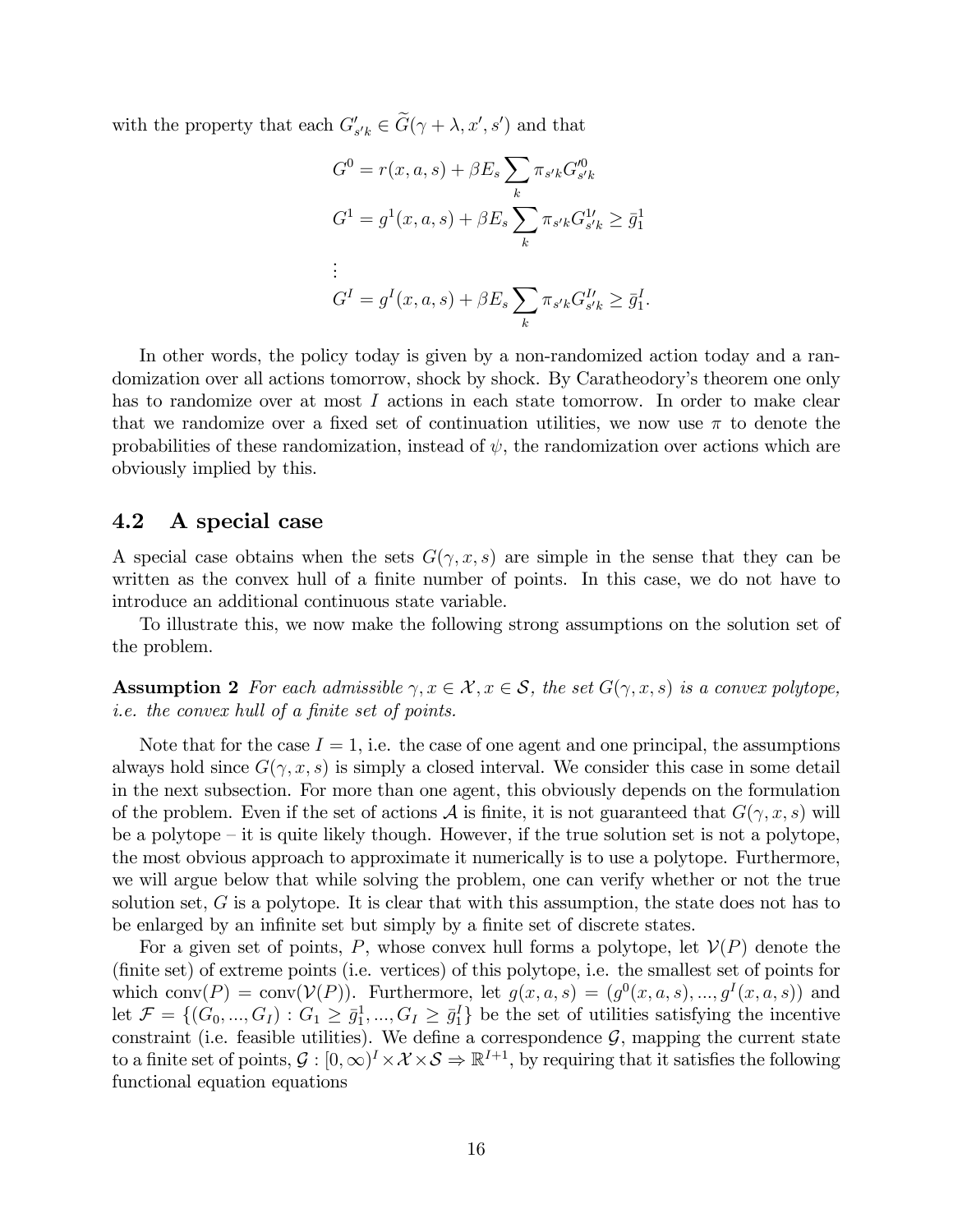with the property that each $G'_{s'k} \in \widetilde{G}(\gamma + \lambda, x', s')$ and that

$$
\begin{aligned}
G^0 &= r(x, a, s) + \beta E_s \sum_k \pi_{s'k} G'^0_{s'k} \\
G^1 &= g^1(x, a, s) + \beta E_s \sum_k \pi_{s'k} G^{1\prime}_{s'k} \geq \bar{g}^1_1 \\
&\vdots \\
G^I &= g^I(x, a, s) + \beta E_s \sum_k \pi_{s'k} G^{I\prime}_{s'k} \geq \bar{g}^I_1.
\end{aligned}
$$

In other words, the policy today is given by a non-randomized action today and a randomization over all actions tomorrow, shock by shock. By Caratheodory's theorem one only has to randomize over at most $I$ actions in each state tomorrow. In order to make clear that we randomize over a fixed set of continuation utilities, we now use $\pi$ to denote the probabilities of these randomization, instead of $\psi$, the randomization over actions which are obviously implied by this.

## 4.2 A special case

A special case obtains when the sets $G(\gamma, x, s)$ are simple in the sense that they can be written as the convex hull of a finite number of points. In this case, we do not have to introduce an additional continuous state variable.

To illustrate this, we now make the following strong assumptions on the solution set of the problem.

**Assumption 2** *For each admissible $\gamma, x \in \mathcal{X}, x \in \mathcal{S}$, the set $G(\gamma, x, s)$ is a convex polytope, i.e. the convex hull of a finite set of points.*

Note that for the case $I = 1$, i.e. the case of one agent and one principal, the assumptions always hold since $G(\gamma, x, s)$ is simply a closed interval. We consider this case in some detail in the next subsection. For more than one agent, this obviously depends on the formulation of the problem. Even if the set of actions $\mathcal{A}$ is finite, it is not guaranteed that $G(\gamma, x, s)$ will be a polytope – it is quite likely though. However, if the true solution set is not a polytope, the most obvious approach to approximate it numerically is to use a polytope. Furthermore, we will argue below that while solving the problem, one can verify whether or not the true solution set, $G$ is a polytope. It is clear that with this assumption, the state does not has to be enlarged by an infinite set but simply by a finite set of discrete states.

For a given set of points, $P$, whose convex hull forms a polytope, let $\mathcal{V}(P)$ denote the (finite set) of extreme points (i.e. vertices) of this polytope, i.e. the smallest set of points for which $\text{conv}(P) = \text{conv}(\mathcal{V}(P))$. Furthermore, let $g(x, a, s) = (g^0(x, a, s), ..., g^I(x, a, s))$ and let $\mathcal{F} = \{(G_0, ..., G_I) : G_1 \geq \bar{g}^1_1, ..., G_I \geq \bar{g}^I_1\}$ be the set of utilities satisfying the incentive constraint (i.e. feasible utilities). We define a correspondence $\mathcal{G}$, mapping the current state to a finite set of points, $\mathcal{G} : [0, \infty)^I \times \mathcal{X} \times \mathcal{S} \rightrightarrows \mathbb{R}^{I+1}$, by requiring that it satisfies the following functional equation equations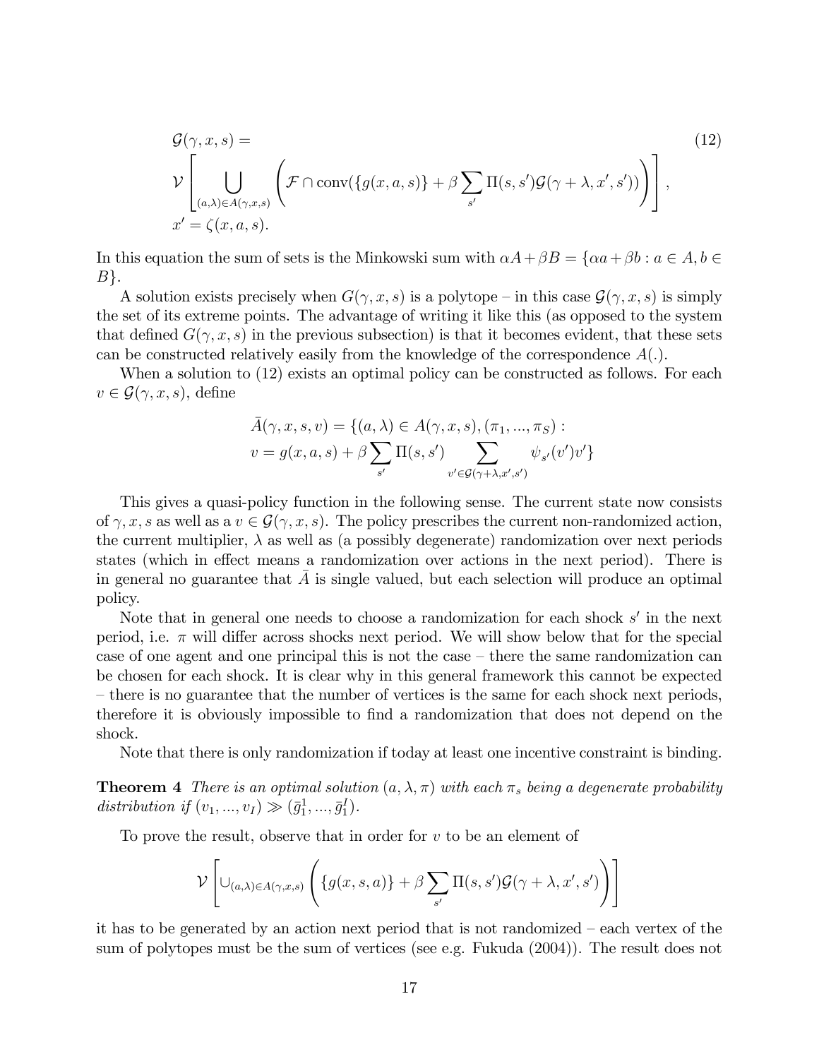$$
\begin{aligned}
&\mathcal{G}(\gamma, x, s) = \\
&\mathcal{V}\left[\bigcup_{(a,\lambda)\in A(\gamma,x,s)} \left(\mathcal{F} \cap \mathrm{conv}(\{g(x,a,s)\} + \beta \sum_{s'} \Pi(s,s')\mathcal{G}(\gamma+\lambda, x', s'))\right)\right], \\
&x' = \zeta(x, a, s).
\end{aligned} \tag{12}
$$

In this equation the sum of sets is the Minkowski sum with $\alpha A + \beta B = \{\alpha a + \beta b : a \in A, b \in B\}$.

A solution exists precisely when $G(\gamma, x, s)$ is a polytope – in this case $\mathcal{G}(\gamma, x, s)$ is simply the set of its extreme points. The advantage of writing it like this (as opposed to the system that defined $G(\gamma, x, s)$ in the previous subsection) is that it becomes evident, that these sets can be constructed relatively easily from the knowledge of the correspondence $A(.)$.

When a solution to (12) exists an optimal policy can be constructed as follows. For each $v \in \mathcal{G}(\gamma, x, s)$, define

$$
\begin{aligned}
\bar{A}(\gamma, x, s, v) = \{&(a, \lambda) \in A(\gamma, x, s), (\pi_1, ..., \pi_S) : \\
&v = g(x, a, s) + \beta \sum_{s'} \Pi(s, s') \sum_{v' \in \mathcal{G}(\gamma+\lambda, x', s')} \psi_{s'}(v')v'\}
\end{aligned}
$$

This gives a quasi-policy function in the following sense. The current state now consists of $\gamma, x, s$ as well as a $v \in \mathcal{G}(\gamma, x, s)$. The policy prescribes the current non-randomized action, the current multiplier, $\lambda$ as well as (a possibly degenerate) randomization over next periods states (which in effect means a randomization over actions in the next period). There is in general no guarantee that $\bar{A}$ is single valued, but each selection will produce an optimal policy.

Note that in general one needs to choose a randomization for each shock $s'$ in the next period, i.e. $\pi$ will differ across shocks next period. We will show below that for the special case of one agent and one principal this is not the case – there the same randomization can be chosen for each shock. It is clear why in this general framework this cannot be expected – there is no guarantee that the number of vertices is the same for each shock next periods, therefore it is obviously impossible to find a randomization that does not depend on the shock.

Note that there is only randomization if today at least one incentive constraint is binding.

**Theorem 4** *There is an optimal solution $(a, \lambda, \pi)$ with each $\pi_s$ being a degenerate probability distribution if $(v_1, ..., v_I) \gg (\bar{g}_1^1, ..., \bar{g}_1^I)$.*

To prove the result, observe that in order for $v$ to be an element of

$$
\mathcal{V}\left[\cup_{(a,\lambda)\in A(\gamma,x,s)} \left(\{g(x,s,a)\} + \beta \sum_{s'} \Pi(s,s')\mathcal{G}(\gamma+\lambda, x', s')\right)\right]
$$

it has to be generated by an action next period that is not randomized – each vertex of the sum of polytopes must be the sum of vertices (see e.g. Fukuda (2004)). The result does not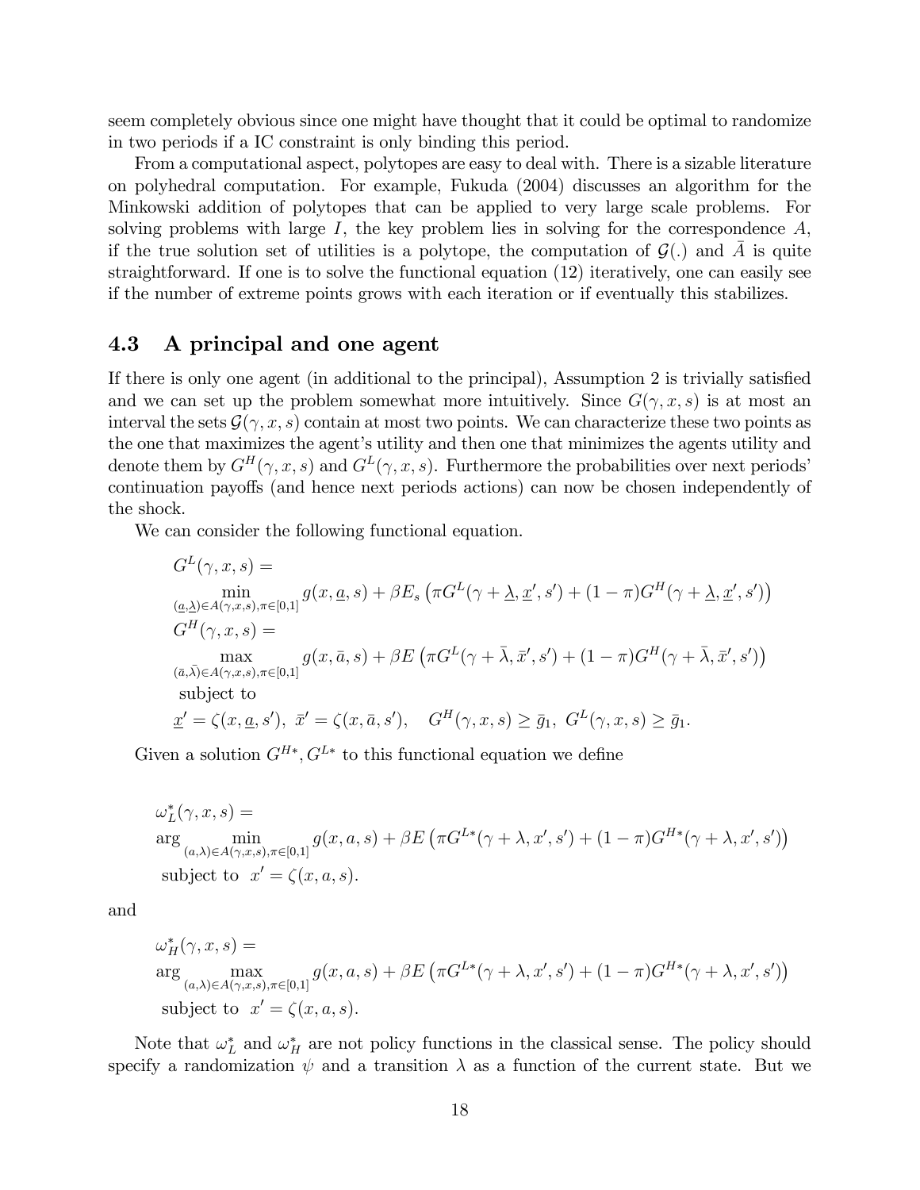seem completely obvious since one might have thought that it could be optimal to randomize in two periods if a IC constraint is only binding this period.

From a computational aspect, polytopes are easy to deal with. There is a sizable literature on polyhedral computation. For example, Fukuda (2004) discusses an algorithm for the Minkowski addition of polytopes that can be applied to very large scale problems. For solving problems with large $I$, the key problem lies in solving for the correspondence $A$, if the true solution set of utilities is a polytope, the computation of $\mathcal{G}(.)$ and $\bar{A}$ is quite straightforward. If one is to solve the functional equation (12) iteratively, one can easily see if the number of extreme points grows with each iteration or if eventually this stabilizes.

### 4.3 A principal and one agent

If there is only one agent (in additional to the principal), Assumption 2 is trivially satisfied and we can set up the problem somewhat more intuitively. Since $G(\gamma, x, s)$ is at most an interval the sets $\mathcal{G}(\gamma, x, s)$ contain at most two points. We can characterize these two points as the one that maximizes the agent's utility and then one that minimizes the agents utility and denote them by $G^H(\gamma, x, s)$ and $G^L(\gamma, x, s)$. Furthermore the probabilities over next periods' continuation payoffs (and hence next periods actions) can now be chosen independently of the shock.

We can consider the following functional equation.

$$
\begin{aligned}
&G^L(\gamma, x, s) = \\
&\min_{(\underline{a}, \underline{\lambda}) \in A(\gamma, x, s), \pi \in [0,1]} g(x, \underline{a}, s) + \beta E_s \left( \pi G^L(\gamma + \underline{\lambda}, \underline{x}', s') + (1 - \pi) G^H(\gamma + \underline{\lambda}, \underline{x}', s') \right) \\
&G^H(\gamma, x, s) = \\
&\max_{(\bar{a}, \bar{\lambda}) \in A(\gamma, x, s), \pi \in [0,1]} g(x, \bar{a}, s) + \beta E \left( \pi G^L(\gamma + \bar{\lambda}, \bar{x}', s') + (1 - \pi) G^H(\gamma + \bar{\lambda}, \bar{x}', s') \right) \\
&\text{ subject to} \\
&\underline{x}' = \zeta(x, \underline{a}, s'), \ \bar{x}' = \zeta(x, \bar{a}, s'), \quad G^H(\gamma, x, s) \geq \bar{g}_1, \ G^L(\gamma, x, s) \geq \bar{g}_1.
\end{aligned}
$$

Given a solution $G^{H*}, G^{L*}$ to this functional equation we define

$$
\begin{aligned}
&\omega_L^*(\gamma, x, s) = \\
&\arg \min_{(a, \lambda) \in A(\gamma, x, s), \pi \in [0,1]} g(x, a, s) + \beta E \left( \pi G^{L*}(\gamma + \lambda, x', s') + (1 - \pi) G^{H*}(\gamma + \lambda, x', s') \right) \\
&\text{ subject to } \ x' = \zeta(x, a, s).
\end{aligned}
$$

and

$$
\begin{aligned}
&\omega_H^*(\gamma, x, s) = \\
&\arg \max_{(a, \lambda) \in A(\gamma, x, s), \pi \in [0,1]} g(x, a, s) + \beta E \left( \pi G^{L*}(\gamma + \lambda, x', s') + (1 - \pi) G^{H*}(\gamma + \lambda, x', s') \right) \\
&\text{ subject to } \ x' = \zeta(x, a, s).
\end{aligned}
$$

Note that $\omega_L^*$ and $\omega_H^*$ are not policy functions in the classical sense. The policy should specify a randomization $\psi$ and a transition $\lambda$ as a function of the current state. But we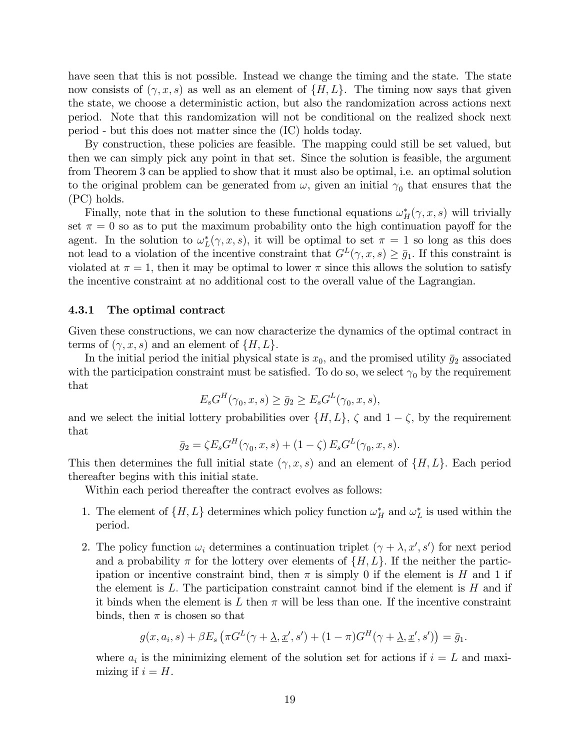have seen that this is not possible. Instead we change the timing and the state. The state now consists of $(\gamma, x, s)$ as well as an element of $\{H, L\}$. The timing now says that given the state, we choose a deterministic action, but also the randomization across actions next period. Note that this randomization will not be conditional on the realized shock next period - but this does not matter since the (IC) holds today.

By construction, these policies are feasible. The mapping could still be set valued, but then we can simply pick any point in that set. Since the solution is feasible, the argument from Theorem 3 can be applied to show that it must also be optimal, i.e. an optimal solution to the original problem can be generated from $\omega$, given an initial $\gamma_0$ that ensures that the (PC) holds.

Finally, note that in the solution to these functional equations $\omega_H^*(\gamma, x, s)$ will trivially set $\pi = 0$ so as to put the maximum probability onto the high continuation payoff for the agent. In the solution to $\omega_L^*(\gamma, x, s)$, it will be optimal to set $\pi = 1$ so long as this does not lead to a violation of the incentive constraint that $G^L(\gamma, x, s) \geq \bar{g}_1$. If this constraint is violated at $\pi = 1$, then it may be optimal to lower $\pi$ since this allows the solution to satisfy the incentive constraint at no additional cost to the overall value of the Lagrangian.

### 4.3.1 The optimal contract

Given these constructions, we can now characterize the dynamics of the optimal contract in terms of $(\gamma, x, s)$ and an element of $\{H, L\}$.

In the initial period the initial physical state is $x_0$, and the promised utility $\bar{g}_2$ associated with the participation constraint must be satisfied. To do so, we select $\gamma_0$ by the requirement that

$$E_s G^H(\gamma_0, x, s) \geq \bar{g}_2 \geq E_s G^L(\gamma_0, x, s),$$

and we select the initial lottery probabilities over $\{H, L\}$, $\zeta$ and $1 - \zeta$, by the requirement that

$$\bar{g}_2 = \zeta E_s G^H(\gamma_0, x, s) + (1 - \zeta) E_s G^L(\gamma_0, x, s).$$

This then determines the full initial state $(\gamma, x, s)$ and an element of $\{H, L\}$. Each period thereafter begins with this initial state.

Within each period thereafter the contract evolves as follows:

1. The element of $\{H, L\}$ determines which policy function $\omega_H^*$ and $\omega_L^*$ is used within the period.

2. The policy function $\omega_i$ determines a continuation triplet $(\gamma + \lambda, x', s')$ for next period and a probability $\pi$ for the lottery over elements of $\{H, L\}$. If the neither the participation or incentive constraint bind, then $\pi$ is simply 0 if the element is $H$ and 1 if the element is $L$. The participation constraint cannot bind if the element is $H$ and if it binds when the element is $L$ then $\pi$ will be less than one. If the incentive constraint binds, then $\pi$ is chosen so that

$$g(x, a_i, s) + \beta E_s \left( \pi G^L(\gamma + \underline{\lambda}, \underline{x}', s') + (1 - \pi) G^H(\gamma + \underline{\lambda}, \underline{x}', s') \right) = \bar{g}_1.$$

where $a_i$ is the minimizing element of the solution set for actions if $i = L$ and maximizing if $i = H$.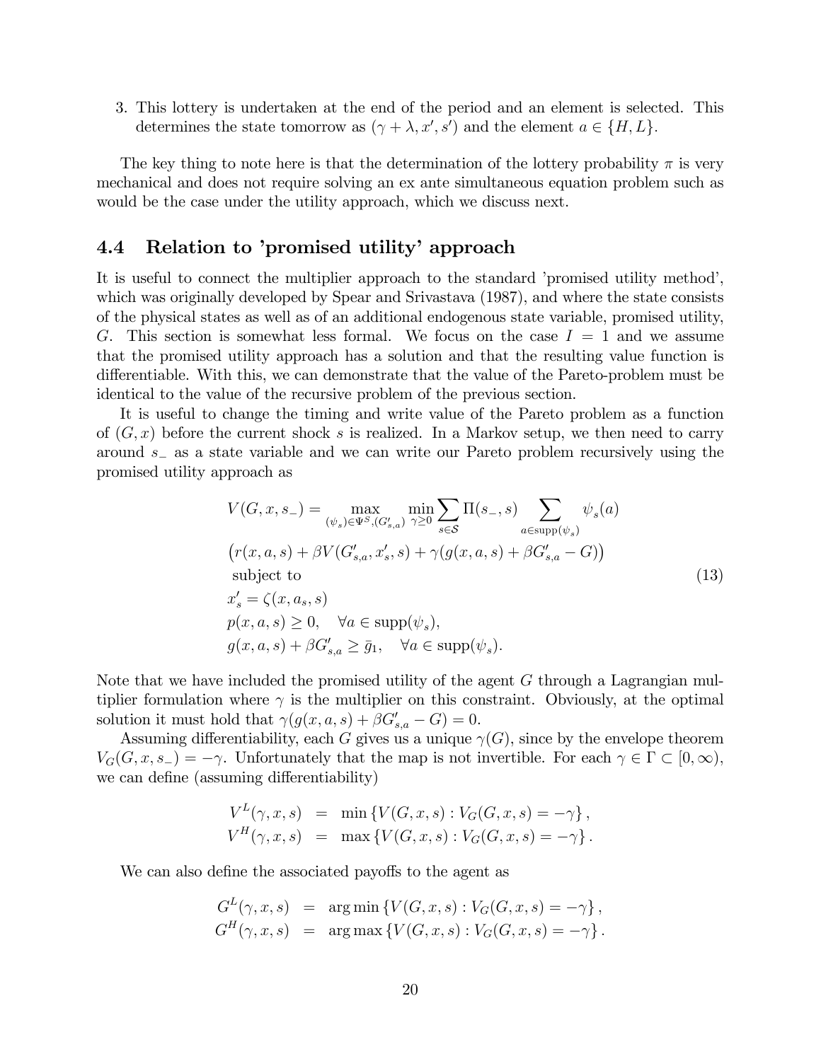3. This lottery is undertaken at the end of the period and an element is selected. This determines the state tomorrow as $(\gamma + \lambda, x', s')$ and the element $a \in \{H, L\}$.

The key thing to note here is that the determination of the lottery probability $\pi$ is very mechanical and does not require solving an ex ante simultaneous equation problem such as would be the case under the utility approach, which we discuss next.

## 4.4 Relation to 'promised utility' approach

It is useful to connect the multiplier approach to the standard 'promised utility method', which was originally developed by Spear and Srivastava (1987), and where the state consists of the physical states as well as of an additional endogenous state variable, promised utility, $G$. This section is somewhat less formal. We focus on the case $I = 1$ and we assume that the promised utility approach has a solution and that the resulting value function is differentiable. With this, we can demonstrate that the value of the Pareto-problem must be identical to the value of the recursive problem of the previous section.

It is useful to change the timing and write value of the Pareto problem as a function of $(G, x)$ before the current shock $s$ is realized. In a Markov setup, we then need to carry around $s_-$ as a state variable and we can write our Pareto problem recursively using the promised utility approach as

$$
\begin{aligned}
& V(G, x, s_-) = \max_{(\psi_s) \in \Psi^S, (G'_{s,a})} \min_{\gamma \geq 0} \sum_{s \in \mathcal{S}} \Pi(s_-, s) \sum_{a \in \text{supp}(\psi_s)} \psi_s(a) \\
& \left( r(x, a, s) + \beta V(G'_{s,a}, x'_s, s) + \gamma (g(x, a, s) + \beta G'_{s,a} - G) \right) \\
& \text{ subject to} \\
& x'_s = \zeta(x, a_s, s) \\
& p(x, a, s) \geq 0, \quad \forall a \in \text{supp}(\psi_s), \\
& g(x, a, s) + \beta G'_{s,a} \geq \bar{g}_1, \quad \forall a \in \text{supp}(\psi_s).
\end{aligned}
\tag{13}
$$

Note that we have included the promised utility of the agent $G$ through a Lagrangian multiplier formulation where $\gamma$ is the multiplier on this constraint. Obviously, at the optimal solution it must hold that $\gamma(g(x, a, s) + \beta G'_{s,a} - G) = 0$.

Assuming differentiability, each $G$ gives us a unique $\gamma(G)$, since by the envelope theorem $V_G(G, x, s_-) = -\gamma$. Unfortunately that the map is not invertible. For each $\gamma \in \Gamma \subset [0, \infty)$, we can define (assuming differentiability)

$$
\begin{aligned}
V^L(\gamma, x, s) &= \min \{ V(G, x, s) : V_G(G, x, s) = -\gamma \}, \\
V^H(\gamma, x, s) &= \max \{ V(G, x, s) : V_G(G, x, s) = -\gamma \}.
\end{aligned}
$$

We can also define the associated payoffs to the agent as

$$
\begin{aligned}
G^L(\gamma, x, s) &= \arg\min \{ V(G, x, s) : V_G(G, x, s) = -\gamma \}, \\
G^H(\gamma, x, s) &= \arg\max \{ V(G, x, s) : V_G(G, x, s) = -\gamma \}.
\end{aligned}
$$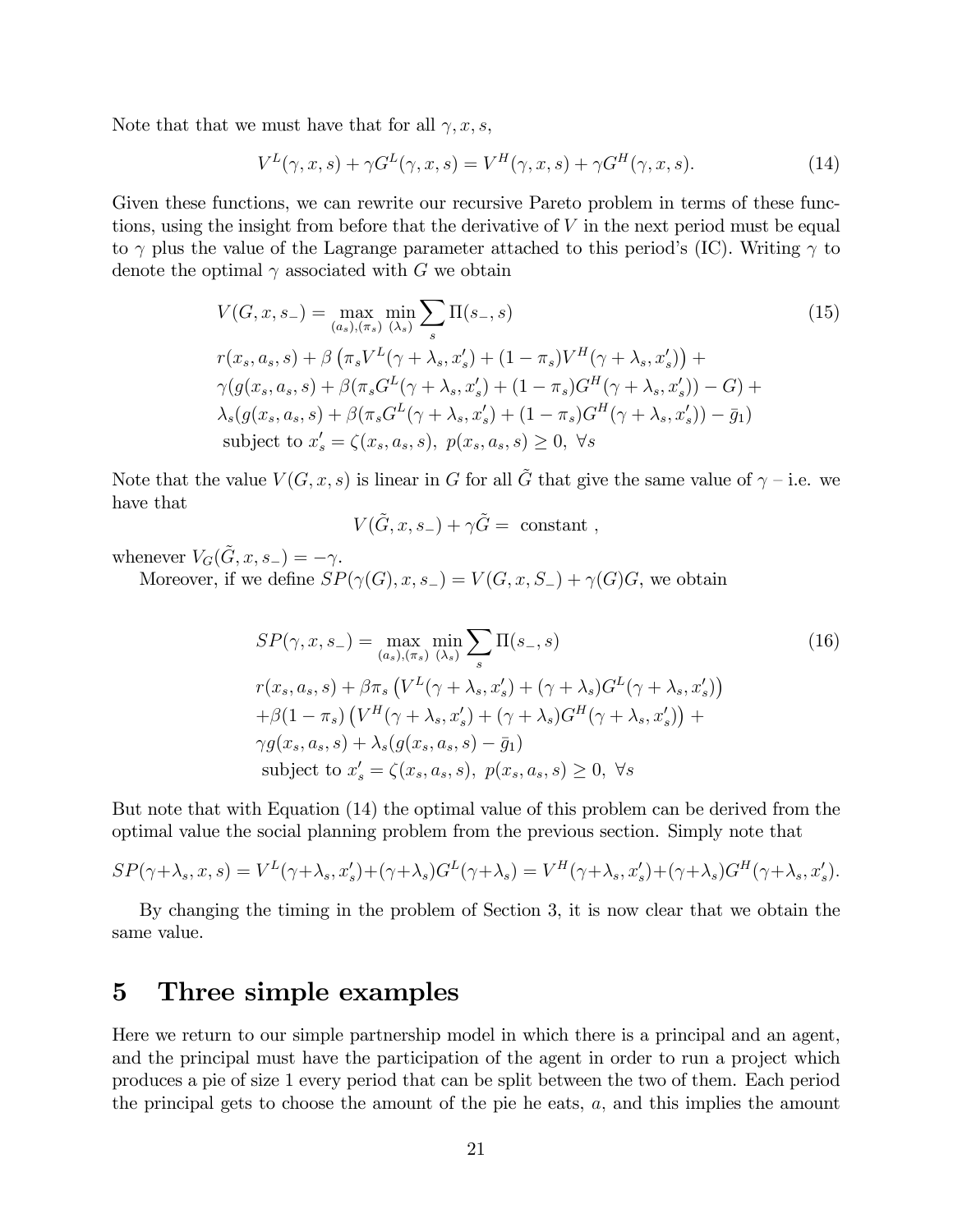Note that that we must have that for all $\gamma, x, s$,

$$V^L(\gamma, x, s) + \gamma G^L(\gamma, x, s) = V^H(\gamma, x, s) + \gamma G^H(\gamma, x, s). \tag{14}$$

Given these functions, we can rewrite our recursive Pareto problem in terms of these functions, using the insight from before that the derivative of $V$ in the next period must be equal to $\gamma$ plus the value of the Lagrange parameter attached to this period's (IC). Writing $\gamma$ to denote the optimal $\gamma$ associated with $G$ we obtain

$$\begin{aligned}
V(G, x, s_-) = & \max_{(a_s),(\pi_s)} \min_{(\lambda_s)} \sum_s \Pi(s_-, s) \\
& r(x_s, a_s, s) + \beta\left(\pi_s V^L(\gamma + \lambda_s, x'_s) + (1 - \pi_s) V^H(\gamma + \lambda_s, x'_s)\right) + \\
& \gamma(g(x_s, a_s, s) + \beta(\pi_s G^L(\gamma + \lambda_s, x'_s) + (1 - \pi_s) G^H(\gamma + \lambda_s, x'_s)) - G) + \\
& \lambda_s(g(x_s, a_s, s) + \beta(\pi_s G^L(\gamma + \lambda_s, x'_s) + (1 - \pi_s) G^H(\gamma + \lambda_s, x'_s)) - \bar{g}_1) \\
& \text{subject to } x'_s = \zeta(x_s, a_s, s),\ p(x_s, a_s, s) \geq 0,\ \forall s
\end{aligned} \tag{15}$$

Note that the value $V(G, x, s)$ is linear in $G$ for all $\tilde{G}$ that give the same value of $\gamma$ – i.e. we have that

$$V(\tilde{G}, x, s_-) + \gamma \tilde{G} = \text{ constant },$$

whenever $V_G(\tilde{G}, x, s_-) = -\gamma$.

Moreover, if we define $SP(\gamma(G), x, s_-) = V(G, x, S_-) + \gamma(G)G$, we obtain

$$\begin{aligned}
SP(\gamma, x, s_-) = & \max_{(a_s),(\pi_s)} \min_{(\lambda_s)} \sum_s \Pi(s_-, s) \\
& r(x_s, a_s, s) + \beta\pi_s\left(V^L(\gamma + \lambda_s, x'_s) + (\gamma + \lambda_s) G^L(\gamma + \lambda_s, x'_s)\right) \\
& + \beta(1 - \pi_s)\left(V^H(\gamma + \lambda_s, x'_s) + (\gamma + \lambda_s) G^H(\gamma + \lambda_s, x'_s)\right) + \\
& \gamma g(x_s, a_s, s) + \lambda_s(g(x_s, a_s, s) - \bar{g}_1) \\
& \text{subject to } x'_s = \zeta(x_s, a_s, s),\ p(x_s, a_s, s) \geq 0,\ \forall s
\end{aligned} \tag{16}$$

But note that with Equation (14) the optimal value of this problem can be derived from the optimal value the social planning problem from the previous section. Simply note that

$$SP(\gamma + \lambda_s, x, s) = V^L(\gamma + \lambda_s, x'_s) + (\gamma + \lambda_s) G^L(\gamma + \lambda_s) = V^H(\gamma + \lambda_s, x'_s) + (\gamma + \lambda_s) G^H(\gamma + \lambda_s, x'_s).$$

By changing the timing in the problem of Section 3, it is now clear that we obtain the same value.

# 5 Three simple examples

Here we return to our simple partnership model in which there is a principal and an agent, and the principal must have the participation of the agent in order to run a project which produces a pie of size 1 every period that can be split between the two of them. Each period the principal gets to choose the amount of the pie he eats, $a$, and this implies the amount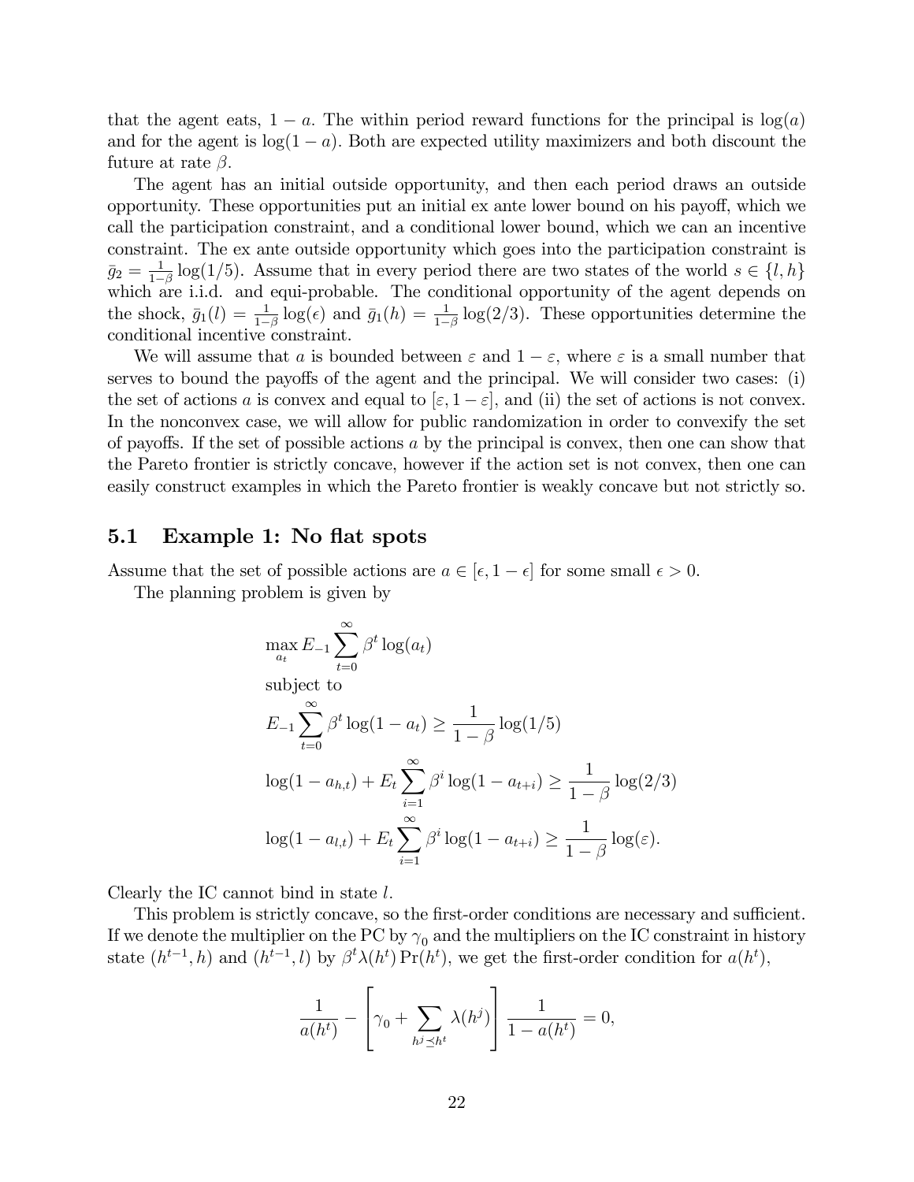that the agent eats, $1-a$. The within period reward functions for the principal is $\log(a)$ and for the agent is $\log(1-a)$. Both are expected utility maximizers and both discount the future at rate $\beta$.

The agent has an initial outside opportunity, and then each period draws an outside opportunity. These opportunities put an initial ex ante lower bound on his payoff, which we call the participation constraint, and a conditional lower bound, which we can an incentive constraint. The ex ante outside opportunity which goes into the participation constraint is $\bar{g}_2 = \frac{1}{1-\beta}\log(1/5)$. Assume that in every period there are two states of the world $s \in \{l, h\}$ which are i.i.d. and equi-probable. The conditional opportunity of the agent depends on the shock, $\bar{g}_1(l) = \frac{1}{1-\beta}\log(\epsilon)$ and $\bar{g}_1(h) = \frac{1}{1-\beta}\log(2/3)$. These opportunities determine the conditional incentive constraint.

We will assume that $a$ is bounded between $\varepsilon$ and $1-\varepsilon$, where $\varepsilon$ is a small number that serves to bound the payoffs of the agent and the principal. We will consider two cases: (i) the set of actions $a$ is convex and equal to $[\varepsilon, 1-\varepsilon]$, and (ii) the set of actions is not convex. In the nonconvex case, we will allow for public randomization in order to convexify the set of payoffs. If the set of possible actions $a$ by the principal is convex, then one can show that the Pareto frontier is strictly concave, however if the action set is not convex, then one can easily construct examples in which the Pareto frontier is weakly concave but not strictly so.

## 5.1 Example 1: No flat spots

Assume that the set of possible actions are $a \in [\epsilon, 1-\epsilon]$ for some small $\epsilon > 0$.

The planning problem is given by

$$
\begin{aligned}
&\max_{a_t} E_{-1}\sum_{t=0}^{\infty}\beta^t \log(a_t) \\
&\text{subject to} \\
&E_{-1}\sum_{t=0}^{\infty}\beta^t \log(1-a_t) \geq \frac{1}{1-\beta}\log(1/5) \\
&\log(1-a_{h,t}) + E_t\sum_{i=1}^{\infty}\beta^i \log(1-a_{t+i}) \geq \frac{1}{1-\beta}\log(2/3) \\
&\log(1-a_{l,t}) + E_t\sum_{i=1}^{\infty}\beta^i \log(1-a_{t+i}) \geq \frac{1}{1-\beta}\log(\varepsilon).
\end{aligned}
$$

Clearly the IC cannot bind in state $l$.

This problem is strictly concave, so the first-order conditions are necessary and sufficient. If we denote the multiplier on the PC by $\gamma_0$ and the multipliers on the IC constraint in history state $(h^{t-1}, h)$ and $(h^{t-1}, l)$ by $\beta^t \lambda(h^t)\Pr(h^t)$, we get the first-order condition for $a(h^t)$,

$$
\frac{1}{a(h^t)} - \left[\gamma_0 + \sum_{h^j \preceq h^t}\lambda(h^j)\right]\frac{1}{1-a(h^t)} = 0,
$$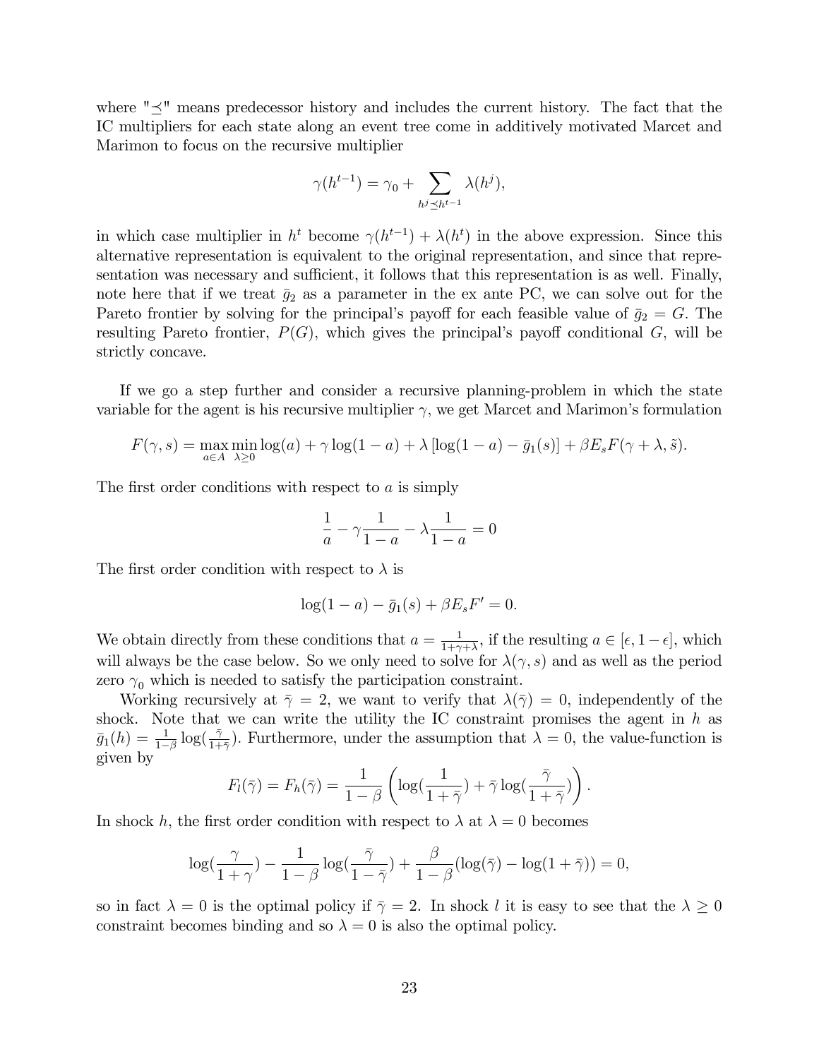where "$\preceq$" means predecessor history and includes the current history. The fact that the IC multipliers for each state along an event tree come in additively motivated Marcet and Marimon to focus on the recursive multiplier

$$\gamma(h^{t-1}) = \gamma_0 + \sum_{h^j \preceq h^{t-1}} \lambda(h^j),$$

in which case multiplier in $h^t$ become $\gamma(h^{t-1}) + \lambda(h^t)$ in the above expression. Since this alternative representation is equivalent to the original representation, and since that representation was necessary and sufficient, it follows that this representation is as well. Finally, note here that if we treat $\bar{g}_2$ as a parameter in the ex ante PC, we can solve out for the Pareto frontier by solving for the principal's payoff for each feasible value of $\bar{g}_2 = G$. The resulting Pareto frontier, $P(G)$, which gives the principal's payoff conditional $G$, will be strictly concave.

If we go a step further and consider a recursive planning-problem in which the state variable for the agent is his recursive multiplier $\gamma$, we get Marcet and Marimon's formulation

$$F(\gamma, s) = \max_{a \in A} \min_{\lambda \geq 0} \log(a) + \gamma \log(1-a) + \lambda \left[\log(1-a) - \bar{g}_1(s)\right] + \beta E_s F(\gamma + \lambda, \tilde{s}).$$

The first order conditions with respect to $a$ is simply

$$\frac{1}{a} - \gamma \frac{1}{1-a} - \lambda \frac{1}{1-a} = 0$$

The first order condition with respect to $\lambda$ is

$$\log(1-a) - \bar{g}_1(s) + \beta E_s F' = 0.$$

We obtain directly from these conditions that $a = \frac{1}{1+\gamma+\lambda}$, if the resulting $a \in [\epsilon, 1-\epsilon]$, which will always be the case below. So we only need to solve for $\lambda(\gamma, s)$ and as well as the period zero $\gamma_0$ which is needed to satisfy the participation constraint.

Working recursively at $\bar{\gamma} = 2$, we want to verify that $\lambda(\bar{\gamma}) = 0$, independently of the shock. Note that we can write the utility the IC constraint promises the agent in $h$ as $\bar{g}_1(h) = \frac{1}{1-\beta} \log(\frac{\bar{\gamma}}{1+\bar{\gamma}})$. Furthermore, under the assumption that $\lambda = 0$, the value-function is given by

$$F_l(\bar{\gamma}) = F_h(\bar{\gamma}) = \frac{1}{1-\beta} \left( \log(\frac{1}{1+\bar{\gamma}}) + \bar{\gamma} \log(\frac{\bar{\gamma}}{1+\bar{\gamma}}) \right).$$

In shock $h$, the first order condition with respect to $\lambda$ at $\lambda = 0$ becomes

$$\log(\frac{\gamma}{1+\gamma}) - \frac{1}{1-\beta} \log(\frac{\bar{\gamma}}{1-\bar{\gamma}}) + \frac{\beta}{1-\beta}(\log(\bar{\gamma}) - \log(1+\bar{\gamma})) = 0,$$

so in fact $\lambda = 0$ is the optimal policy if $\bar{\gamma} = 2$. In shock $l$ it is easy to see that the $\lambda \geq 0$ constraint becomes binding and so $\lambda = 0$ is also the optimal policy.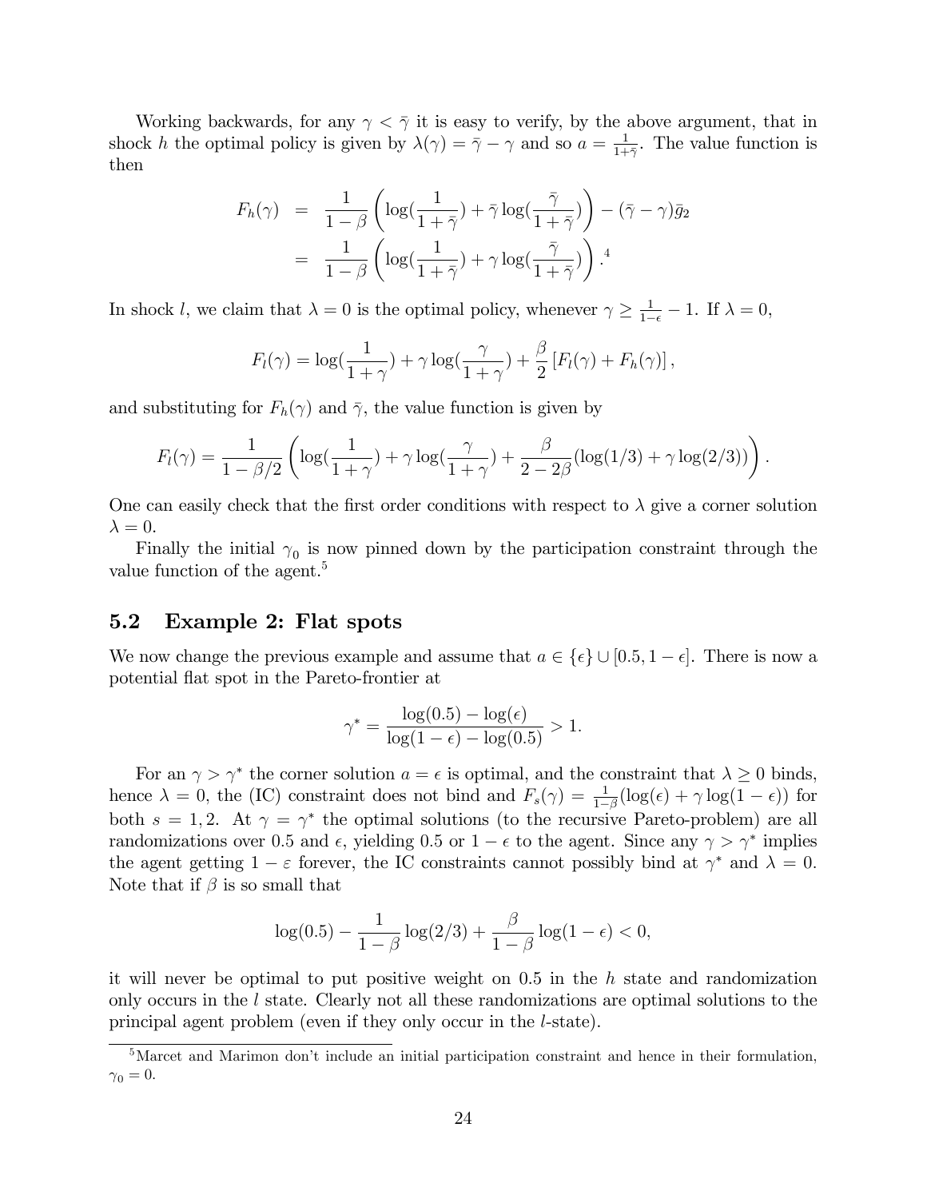Working backwards, for any $\gamma < \bar{\gamma}$ it is easy to verify, by the above argument, that in shock $h$ the optimal policy is given by $\lambda(\gamma) = \bar{\gamma} - \gamma$ and so $a = \frac{1}{1+\bar{\gamma}}$. The value function is then

$$
\begin{aligned}
F_h(\gamma) &= \frac{1}{1-\beta}\left(\log(\frac{1}{1+\bar{\gamma}}) + \bar{\gamma}\log(\frac{\bar{\gamma}}{1+\bar{\gamma}})\right) - (\bar{\gamma} - \gamma)\bar{g}_2 \\
&= \frac{1}{1-\beta}\left(\log(\frac{1}{1+\bar{\gamma}}) + \gamma\log(\frac{\bar{\gamma}}{1+\bar{\gamma}})\right).[4]
\end{aligned}
$$

In shock $l$, we claim that $\lambda = 0$ is the optimal policy, whenever $\gamma \geq \frac{1}{1-\epsilon} - 1$. If $\lambda = 0$,

$$
F_l(\gamma) = \log(\frac{1}{1+\gamma}) + \gamma\log(\frac{\gamma}{1+\gamma}) + \frac{\beta}{2}\left[F_l(\gamma) + F_h(\gamma)\right],
$$

and substituting for $F_h(\gamma)$ and $\bar{\gamma}$, the value function is given by

$$
F_l(\gamma) = \frac{1}{1-\beta/2}\left(\log(\frac{1}{1+\gamma}) + \gamma\log(\frac{\gamma}{1+\gamma}) + \frac{\beta}{2-2\beta}(\log(1/3) + \gamma\log(2/3))\right).
$$

One can easily check that the first order conditions with respect to $\lambda$ give a corner solution $\lambda = 0$.

Finally the initial $\gamma_0$ is now pinned down by the participation constraint through the value function of the agent.[5]

## 5.2 Example 2: Flat spots

We now change the previous example and assume that $a \in \{\epsilon\} \cup [0.5, 1-\epsilon]$. There is now a potential flat spot in the Pareto-frontier at

$$
\gamma^* = \frac{\log(0.5) - \log(\epsilon)}{\log(1-\epsilon) - \log(0.5)} > 1.
$$

For an $\gamma > \gamma^*$ the corner solution $a = \epsilon$ is optimal, and the constraint that $\lambda \geq 0$ binds, hence $\lambda = 0$, the (IC) constraint does not bind and $F_s(\gamma) = \frac{1}{1-\beta}(\log(\epsilon) + \gamma\log(1-\epsilon))$ for both $s = 1, 2$. At $\gamma = \gamma^*$ the optimal solutions (to the recursive Pareto-problem) are all randomizations over 0.5 and $\epsilon$, yielding 0.5 or $1-\epsilon$ to the agent. Since any $\gamma > \gamma^*$ implies the agent getting $1-\varepsilon$ forever, the IC constraints cannot possibly bind at $\gamma^*$ and $\lambda = 0$. Note that if $\beta$ is so small that

$$
\log(0.5) - \frac{1}{1-\beta}\log(2/3) + \frac{\beta}{1-\beta}\log(1-\epsilon) < 0,
$$

it will never be optimal to put positive weight on 0.5 in the $h$ state and randomization only occurs in the $l$ state. Clearly not all these randomizations are optimal solutions to the principal agent problem (even if they only occur in the $l$-state).

[5] Marcet and Marimon don't include an initial participation constraint and hence in their formulation, $\gamma_0 = 0$.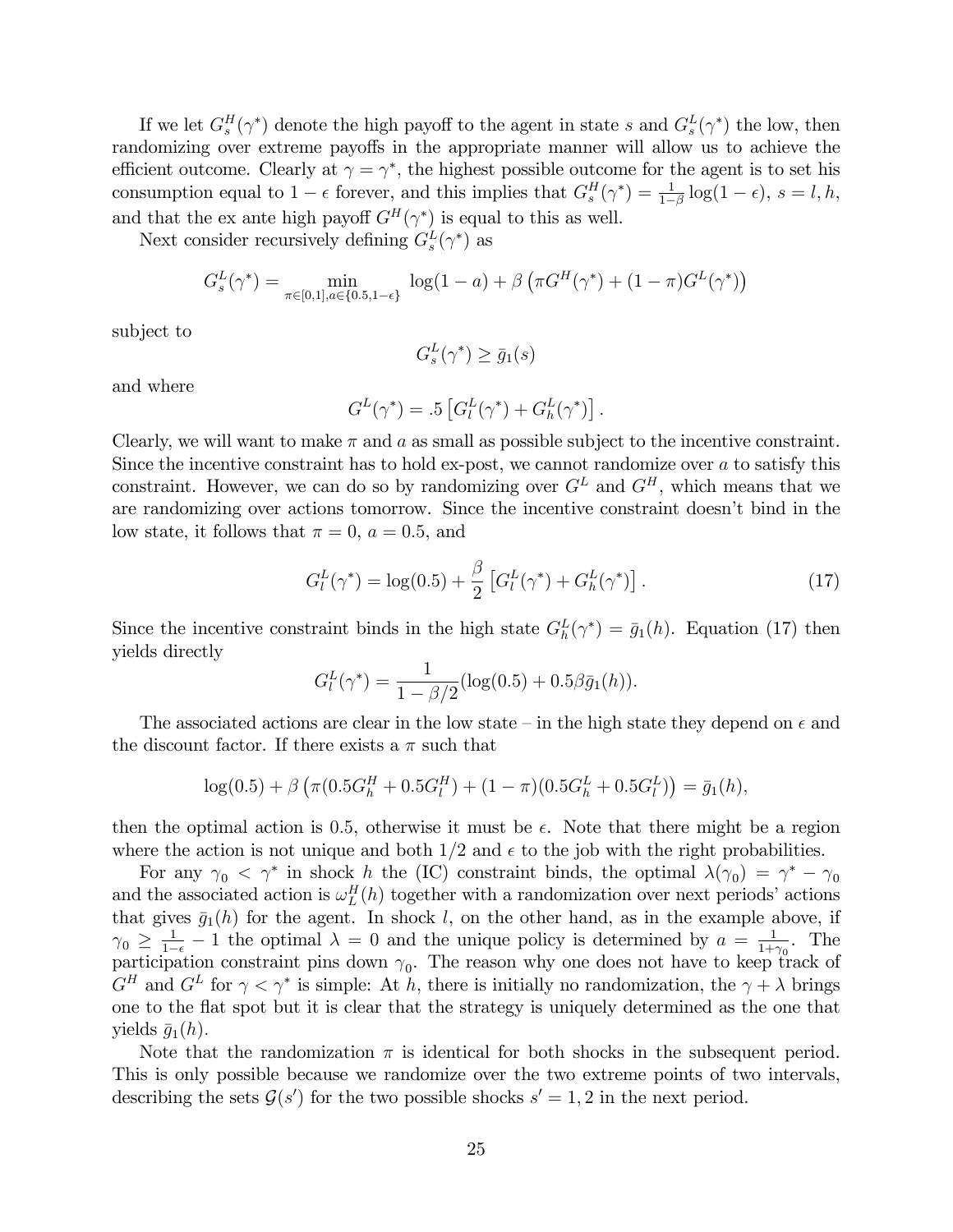If we let $G_s^H(\gamma^*)$ denote the high payoff to the agent in state $s$ and $G_s^L(\gamma^*)$ the low, then randomizing over extreme payoffs in the appropriate manner will allow us to achieve the efficient outcome. Clearly at $\gamma = \gamma^*$, the highest possible outcome for the agent is to set his consumption equal to $1-\epsilon$ forever, and this implies that $G_s^H(\gamma^*) = \frac{1}{1-\beta}\log(1-\epsilon)$, $s = l, h$, and that the ex ante high payoff $G^H(\gamma^*)$ is equal to this as well.

Next consider recursively defining $G_s^L(\gamma^*)$ as

$$G_s^L(\gamma^*) = \min_{\pi\in[0,1], a\in\{0.5, 1-\epsilon\}} \log(1-a) + \beta\left(\pi G^H(\gamma^*) + (1-\pi)G^L(\gamma^*)\right)$$

subject to

$$G_s^L(\gamma^*) \geq \bar{g}_1(s)$$

and where

$$G^L(\gamma^*) = .5\left[G_l^L(\gamma^*) + G_h^L(\gamma^*)\right].$$

Clearly, we will want to make $\pi$ and $a$ as small as possible subject to the incentive constraint. Since the incentive constraint has to hold ex-post, we cannot randomize over $a$ to satisfy this constraint. However, we can do so by randomizing over $G^L$ and $G^H$, which means that we are randomizing over actions tomorrow. Since the incentive constraint doesn't bind in the low state, it follows that $\pi = 0$, $a = 0.5$, and

$$G_l^L(\gamma^*) = \log(0.5) + \frac{\beta}{2}\left[G_l^L(\gamma^*) + G_h^L(\gamma^*)\right]. \tag{17}$$

Since the incentive constraint binds in the high state $G_h^L(\gamma^*) = \bar{g}_1(h)$. Equation (17) then yields directly

$$G_l^L(\gamma^*) = \frac{1}{1-\beta/2}(\log(0.5) + 0.5\beta\bar{g}_1(h)).$$

The associated actions are clear in the low state – in the high state they depend on $\epsilon$ and the discount factor. If there exists a $\pi$ such that

$$\log(0.5) + \beta\left(\pi(0.5G_h^H + 0.5G_l^H) + (1-\pi)(0.5G_h^L + 0.5G_l^L)\right) = \bar{g}_1(h),$$

then the optimal action is 0.5, otherwise it must be $\epsilon$. Note that there might be a region where the action is not unique and both $1/2$ and $\epsilon$ to the job with the right probabilities.

For any $\gamma_0 < \gamma^*$ in shock $h$ the (IC) constraint binds, the optimal $\lambda(\gamma_0) = \gamma^* - \gamma_0$ and the associated action is $\omega_L^H(h)$ together with a randomization over next periods' actions that gives $\bar{g}_1(h)$ for the agent. In shock $l$, on the other hand, as in the example above, if $\gamma_0 \geq \frac{1}{1-\epsilon} - 1$ the optimal $\lambda = 0$ and the unique policy is determined by $a = \frac{1}{1+\gamma_0}$. The participation constraint pins down $\gamma_0$. The reason why one does not have to keep track of $G^H$ and $G^L$ for $\gamma < \gamma^*$ is simple: At $h$, there is initially no randomization, the $\gamma + \lambda$ brings one to the flat spot but it is clear that the strategy is uniquely determined as the one that yields $\bar{g}_1(h)$.

Note that the randomization $\pi$ is identical for both shocks in the subsequent period. This is only possible because we randomize over the two extreme points of two intervals, describing the sets $\mathcal{G}(s')$ for the two possible shocks $s' = 1, 2$ in the next period.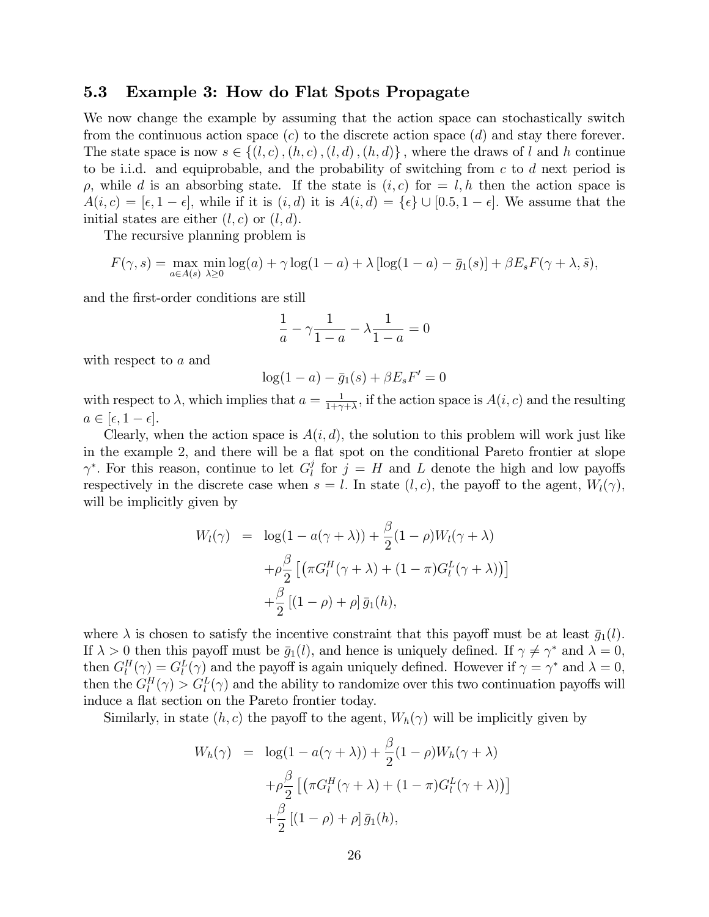### 5.3 Example 3: How do Flat Spots Propagate

We now change the example by assuming that the action space can stochastically switch from the continuous action space $(c)$ to the discrete action space $(d)$ and stay there forever. The state space is now $s \in \{(l,c),(h,c),(l,d),(h,d)\}$, where the draws of $l$ and $h$ continue to be i.i.d. and equiprobable, and the probability of switching from $c$ to $d$ next period is $\rho$, while $d$ is an absorbing state. If the state is $(i,c)$ for $= l, h$ then the action space is $A(i,c) = [\epsilon, 1-\epsilon]$, while if it is $(i,d)$ it is $A(i,d) = \{\epsilon\} \cup [0.5, 1-\epsilon]$. We assume that the initial states are either $(l,c)$ or $(l,d)$.

The recursive planning problem is

$$F(\gamma, s) = \max_{a \in A(s)} \min_{\lambda \geq 0} \log(a) + \gamma \log(1-a) + \lambda \left[\log(1-a) - \bar{g}_1(s)\right] + \beta E_s F(\gamma + \lambda, \tilde{s}),$$

and the first-order conditions are still

$$\frac{1}{a} - \gamma \frac{1}{1-a} - \lambda \frac{1}{1-a} = 0$$

with respect to $a$ and

$$\log(1-a) - \bar{g}_1(s) + \beta E_s F' = 0$$

with respect to $\lambda$, which implies that $a = \frac{1}{1+\gamma+\lambda}$, if the action space is $A(i,c)$ and the resulting $a \in [\epsilon, 1-\epsilon]$.

Clearly, when the action space is $A(i,d)$, the solution to this problem will work just like in the example 2, and there will be a flat spot on the conditional Pareto frontier at slope $\gamma^*$. For this reason, continue to let $G_l^j$ for $j = H$ and $L$ denote the high and low payoffs respectively in the discrete case when $s = l$. In state $(l,c)$, the payoff to the agent, $W_l(\gamma)$, will be implicitly given by

$$\begin{aligned}
W_l(\gamma) &= \log(1 - a(\gamma+\lambda)) + \frac{\beta}{2}(1-\rho) W_l(\gamma+\lambda) \\
&\quad + \rho \frac{\beta}{2}\left[\left(\pi G_l^H(\gamma+\lambda) + (1-\pi) G_l^L(\gamma+\lambda)\right)\right] \\
&\quad + \frac{\beta}{2}\left[(1-\rho) + \rho\right] \bar{g}_1(h),
\end{aligned}$$

where $\lambda$ is chosen to satisfy the incentive constraint that this payoff must be at least $\bar{g}_1(l)$. If $\lambda > 0$ then this payoff must be $\bar{g}_1(l)$, and hence is uniquely defined. If $\gamma \neq \gamma^*$ and $\lambda = 0$, then $G_l^H(\gamma) = G_l^L(\gamma)$ and the payoff is again uniquely defined. However if $\gamma = \gamma^*$ and $\lambda = 0$, then the $G_l^H(\gamma) > G_l^L(\gamma)$ and the ability to randomize over this two continuation payoffs will induce a flat section on the Pareto frontier today.

Similarly, in state $(h,c)$ the payoff to the agent $W_h(\gamma)$ will be implicitly given by

$$\begin{aligned}
W_h(\gamma) &= \log(1 - a(\gamma+\lambda)) + \frac{\beta}{2}(1-\rho) W_h(\gamma+\lambda) \\
&\quad + \rho \frac{\beta}{2}\left[\left(\pi G_l^H(\gamma+\lambda) + (1-\pi) G_l^L(\gamma+\lambda)\right)\right] \\
&\quad + \frac{\beta}{2}\left[(1-\rho) + \rho\right] \bar{g}_1(h),
\end{aligned}$$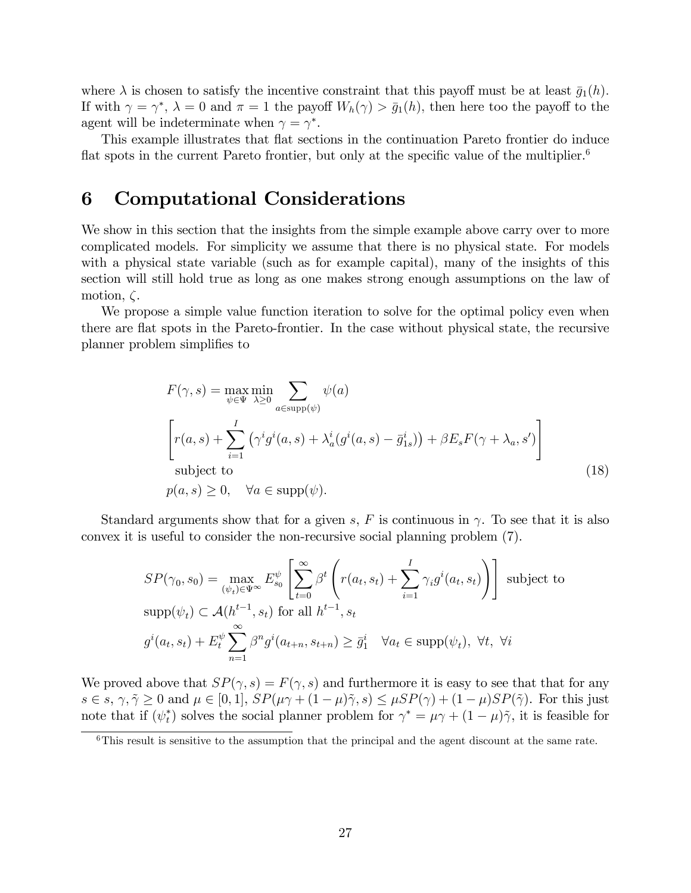where $\lambda$ is chosen to satisfy the incentive constraint that this payoff must be at least $\bar{g}_1(h)$. If with $\gamma = \gamma^*$, $\lambda = 0$ and $\pi = 1$ the payoff $W_h(\gamma) > \bar{g}_1(h)$, then here too the payoff to the agent will be indeterminate when $\gamma = \gamma^*$.

This example illustrates that flat sections in the continuation Pareto frontier do induce flat spots in the current Pareto frontier, but only at the specific value of the multiplier.[6]

# 6 Computational Considerations

We show in this section that the insights from the simple example above carry over to more complicated models. For simplicity we assume that there is no physical state. For models with a physical state variable (such as for example capital), many of the insights of this section will still hold true as long as one makes strong enough assumptions on the law of motion, $\zeta$.

We propose a simple value function iteration to solve for the optimal policy even when there are flat spots in the Pareto-frontier. In the case without physical state, the recursive planner problem simplifies to

$$
\begin{aligned}
F(\gamma, s) = \max_{\psi \in \Psi} \min_{\lambda \geq 0} & \sum_{a \in \text{supp}(\psi)} \psi(a) \\
& \left[ r(a,s) + \sum_{i=1}^{I} \left( \gamma^i g^i(a,s) + \lambda_a^i (g^i(a,s) - \bar{g}_{1s}^i) \right) + \beta E_s F(\gamma + \lambda_a, s') \right] \\
& \text{subject to} \\
& p(a,s) \geq 0, \quad \forall a \in \text{supp}(\psi).
\end{aligned} \tag{18}
$$

Standard arguments show that for a given $s$, $F$ is continuous in $\gamma$. To see that it is also convex it is useful to consider the non-recursive social planning problem (7).

$$
\begin{aligned}
& SP(\gamma_0, s_0) = \max_{(\psi_t) \in \Psi^\infty} E_{s_0}^{\psi} \left[ \sum_{t=0}^{\infty} \beta^t \left( r(a_t, s_t) + \sum_{i=1}^{I} \gamma_i g^i(a_t, s_t) \right) \right] \text{ subject to} \\
& \text{supp}(\psi_t) \subset \mathcal{A}(h^{t-1}, s_t) \text{ for all } h^{t-1}, s_t \\
& g^i(a_t, s_t) + E_t^{\psi} \sum_{n=1}^{\infty} \beta^n g^i(a_{t+n}, s_{t+n}) \geq \bar{g}_1^i \quad \forall a_t \in \text{supp}(\psi_t), \ \forall t, \ \forall i
\end{aligned}
$$

We proved above that $SP(\gamma, s) = F(\gamma, s)$ and furthermore it is easy to see that that for any $s \in s$, $\gamma, \tilde{\gamma} \geq 0$ and $\mu \in [0,1]$, $SP(\mu\gamma + (1-\mu)\tilde{\gamma}, s) \leq \mu SP(\gamma) + (1-\mu) SP(\tilde{\gamma})$. For this just note that if $(\psi_t^*)$ solves the social planner problem for $\gamma^* = \mu\gamma + (1-\mu)\tilde{\gamma}$, it is feasible for

[6] This result is sensitive to the assumption that the principal and the agent discount at the same rate.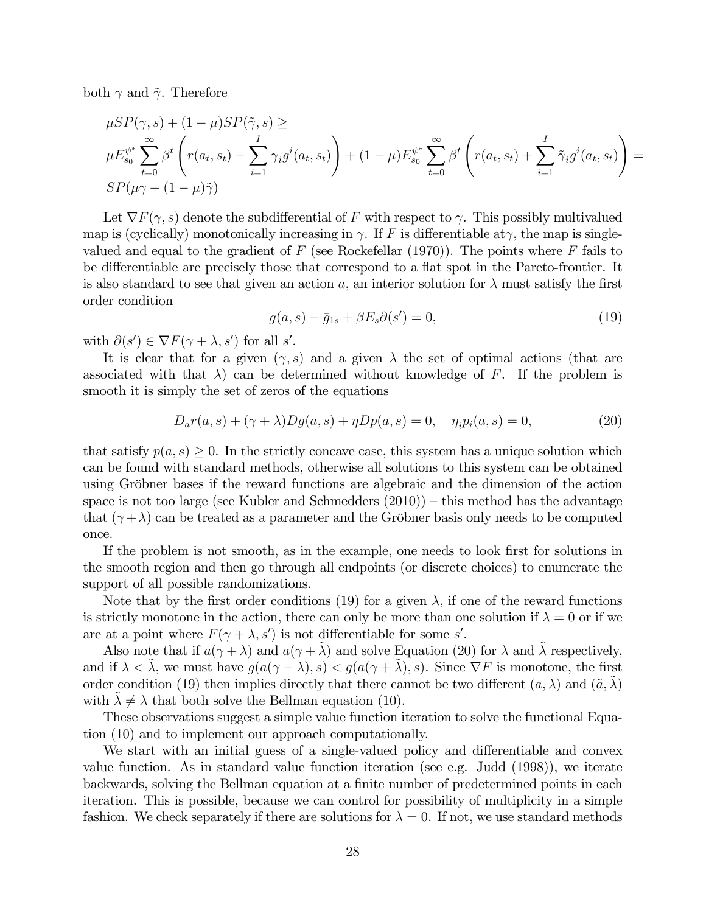both $\gamma$ and $\tilde{\gamma}$. Therefore

$$
\begin{aligned}
&\mu SP(\gamma, s) + (1-\mu)SP(\tilde{\gamma}, s) \geq \\
&\mu E_{s_0}^{\psi^*} \sum_{t=0}^{\infty} \beta^t \left( r(a_t, s_t) + \sum_{i=1}^{I} \gamma_i g^i(a_t, s_t) \right) + (1-\mu) E_{s_0}^{\psi^*} \sum_{t=0}^{\infty} \beta^t \left( r(a_t, s_t) + \sum_{i=1}^{I} \tilde{\gamma}_i g^i(a_t, s_t) \right) = \\
&SP(\mu\gamma + (1-\mu)\tilde{\gamma})
\end{aligned}
$$

Let $\nabla F(\gamma, s)$ denote the subdifferential of $F$ with respect to $\gamma$. This possibly multivalued map is (cyclically) monotonically increasing in $\gamma$. If $F$ is differentiable at$\gamma$, the map is single-valued and equal to the gradient of $F$ (see Rockefellar (1970)). The points where $F$ fails to be differentiable are precisely those that correspond to a flat spot in the Pareto-frontier. It is also standard to see that given an action $a$, an interior solution for $\lambda$ must satisfy the first order condition

$$
g(a, s) - \bar{g}_{1s} + \beta E_s \partial(s') = 0, \tag{19}
$$

with $\partial(s') \in \nabla F(\gamma + \lambda, s')$ for all $s'$.

It is clear that for a given $(\gamma, s)$ and a given $\lambda$ the set of optimal actions (that are associated with that $\lambda$) can be determined without knowledge of $F$. If the problem is smooth it is simply the set of zeros of the equations

$$
D_a r(a, s) + (\gamma + \lambda) D g(a, s) + \eta D p(a, s) = 0, \quad \eta_i p_i(a, s) = 0, \tag{20}
$$

that satisfy $p(a, s) \geq 0$. In the strictly concave case, this system has a unique solution which can be found with standard methods, otherwise all solutions to this system can be obtained using Gröbner bases if the reward functions are algebraic and the dimension of the action space is not too large (see Kubler and Schmedders (2010)) – this method has the advantage that $(\gamma + \lambda)$ can be treated as a parameter and the Gröbner basis only needs to be computed once.

If the problem is not smooth, as in the example, one needs to look first for solutions in the smooth region and then go through all endpoints (or discrete choices) to enumerate the support of all possible randomizations.

Note that by the first order conditions (19) for a given $\lambda$, if one of the reward functions is strictly monotone in the action, there can only be more than one solution if $\lambda = 0$ or if we are at a point where $F(\gamma + \lambda, s')$ is not differentiable for some $s'$.

Also note that if $a(\gamma + \lambda)$ and $a(\gamma + \tilde{\lambda})$ and solve Equation (20) for $\lambda$ and $\tilde{\lambda}$ respectively, and if $\lambda < \tilde{\lambda}$, we must have $g(a(\gamma + \lambda), s) < g(a(\gamma + \tilde{\lambda}), s)$. Since $\nabla F$ is monotone, the first order condition (19) then implies directly that there cannot be two different $(a, \lambda)$ and $(\tilde{a}, \tilde{\lambda})$ with $\tilde{\lambda} \neq \lambda$ that both solve the Bellman equation (10).

These observations suggest a simple value function iteration to solve the functional Equation (10) and to implement our approach computationally.

We start with an initial guess of a single-valued policy and differentiable and convex value function. As in standard value function iteration (see e.g. Judd (1998)), we iterate backwards, solving the Bellman equation at a finite number of predetermined points in each iteration. This is possible, because we can control for possibility of multiplicity in a simple fashion. We check separately if there are solutions for $\lambda = 0$. If not, we use standard methods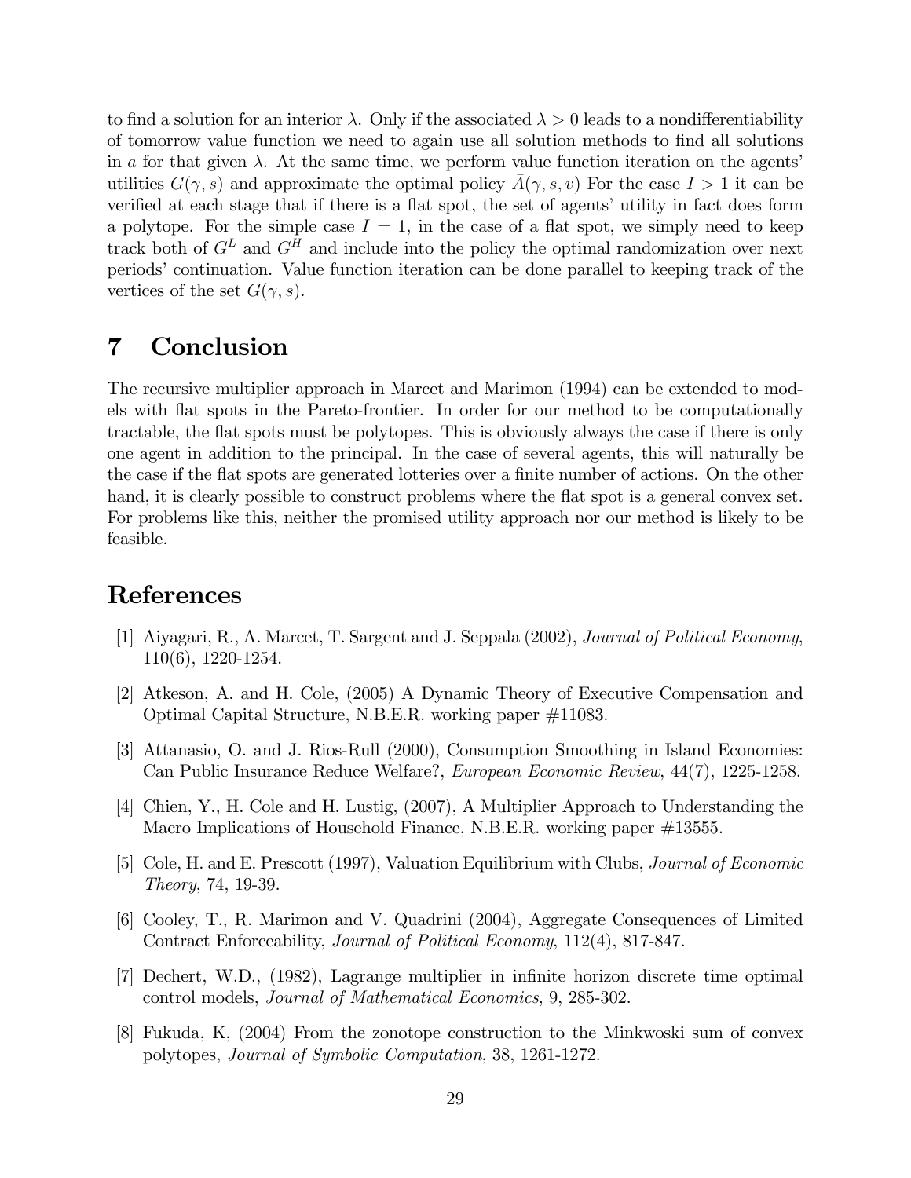to find a solution for an interior $\lambda$. Only if the associated $\lambda > 0$ leads to a nondifferentiability of tomorrow value function we need to again use all solution methods to find all solutions in $a$ for that given $\lambda$. At the same time, we perform value function iteration on the agents' utilities $G(\gamma, s)$ and approximate the optimal policy $\bar{A}(\gamma, s, v)$ For the case $I > 1$ it can be verified at each stage that if there is a flat spot, the set of agents' utility in fact does form a polytope. For the simple case $I = 1$, in the case of a flat spot, we simply need to keep track both of $G^L$ and $G^H$ and include into the policy the optimal randomization over next periods' continuation. Value function iteration can be done parallel to keeping track of the vertices of the set $G(\gamma, s)$.

# 7 Conclusion

The recursive multiplier approach in Marcet and Marimon (1994) can be extended to models with flat spots in the Pareto-frontier. In order for our method to be computationally tractable, the flat spots must be polytopes. This is obviously always the case if there is only one agent in addition to the principal. In the case of several agents, this will naturally be the case if the flat spots are generated lotteries over a finite number of actions. On the other hand, it is clearly possible to construct problems where the flat spot is a general convex set. For problems like this, neither the promised utility approach nor our method is likely to be feasible.

# References

[1] Aiyagari, R., A. Marcet, T. Sargent and J. Seppala (2002), *Journal of Political Economy*, 110(6), 1220-1254.

[2] Atkeson, A. and H. Cole, (2005) A Dynamic Theory of Executive Compensation and Optimal Capital Structure, N.B.E.R. working paper #11083.

[3] Attanasio, O. and J. Rios-Rull (2000), Consumption Smoothing in Island Economies: Can Public Insurance Reduce Welfare?, *European Economic Review*, 44(7), 1225-1258.

[4] Chien, Y., H. Cole and H. Lustig, (2007), A Multiplier Approach to Understanding the Macro Implications of Household Finance, N.B.E.R. working paper #13555.

[5] Cole, H. and E. Prescott (1997), Valuation Equilibrium with Clubs, *Journal of Economic Theory*, 74, 19-39.

[6] Cooley, T., R. Marimon and V. Quadrini (2004), Aggregate Consequences of Limited Contract Enforceability, *Journal of Political Economy*, 112(4), 817-847.

[7] Dechert, W.D., (1982), Lagrange multiplier in infinite horizon discrete time optimal control models, *Journal of Mathematical Economics*, 9, 285-302.

[8] Fukuda, K, (2004) From the zonotope construction to the Minkwoski sum of convex polytopes, *Journal of Symbolic Computation*, 38, 1261-1272.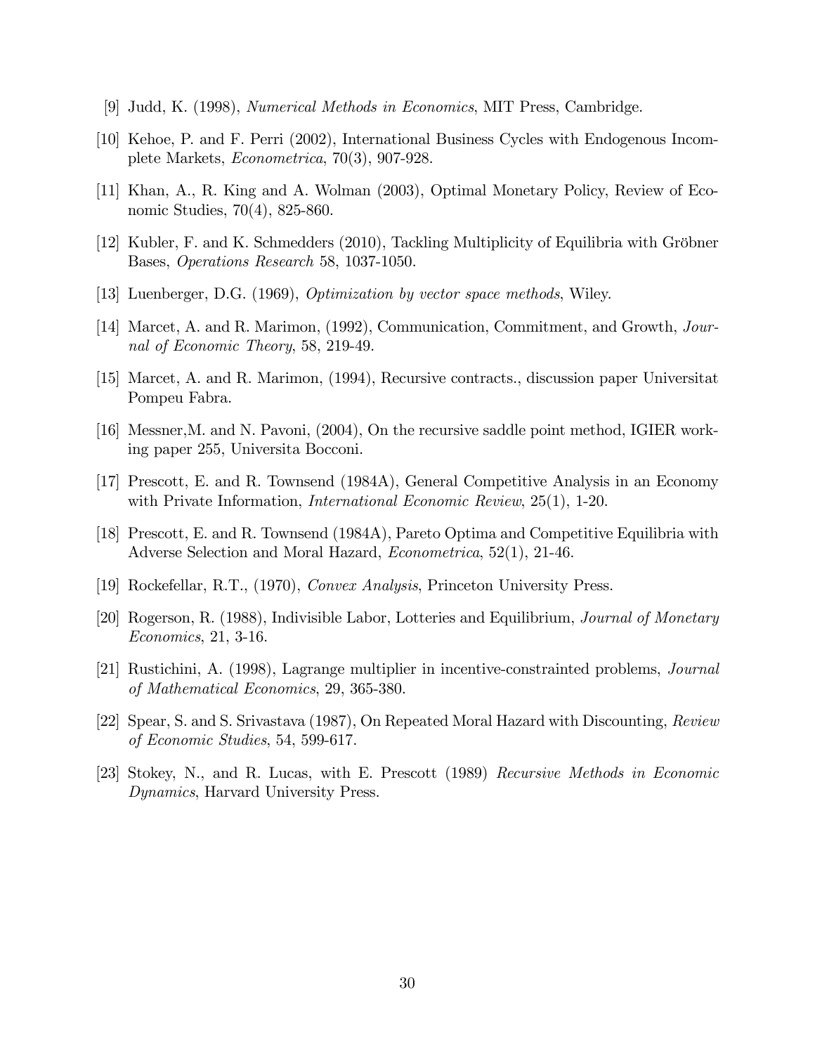[9] Judd, K. (1998), *Numerical Methods in Economics*, MIT Press, Cambridge.

[10] Kehoe, P. and F. Perri (2002), International Business Cycles with Endogenous Incomplete Markets, *Econometrica*, 70(3), 907-928.

[11] Khan, A., R. King and A. Wolman (2003), Optimal Monetary Policy, Review of Economic Studies, 70(4), 825-860.

[12] Kubler, F. and K. Schmedders (2010), Tackling Multiplicity of Equilibria with Gröbner Bases, *Operations Research* 58, 1037-1050.

[13] Luenberger, D.G. (1969), *Optimization by vector space methods*, Wiley.

[14] Marcet, A. and R. Marimon, (1992), Communication, Commitment, and Growth, *Journal of Economic Theory*, 58, 219-49.

[15] Marcet, A. and R. Marimon, (1994), Recursive contracts., discussion paper Universitat Pompeu Fabra.

[16] Messner,M. and N. Pavoni, (2004), On the recursive saddle point method, IGIER working paper 255, Universita Bocconi.

[17] Prescott, E. and R. Townsend (1984A), General Competitive Analysis in an Economy with Private Information, *International Economic Review*, 25(1), 1-20.

[18] Prescott, E. and R. Townsend (1984A), Pareto Optima and Competitive Equilibria with Adverse Selection and Moral Hazard, *Econometrica*, 52(1), 21-46.

[19] Rockefellar, R.T., (1970), *Convex Analysis*, Princeton University Press.

[20] Rogerson, R. (1988), Indivisible Labor, Lotteries and Equilibrium, *Journal of Monetary Economics*, 21, 3-16.

[21] Rustichini, A. (1998), Lagrange multiplier in incentive-constrainted problems, *Journal of Mathematical Economics*, 29, 365-380.

[22] Spear, S. and S. Srivastava (1987), On Repeated Moral Hazard with Discounting, *Review of Economic Studies*, 54, 599-617.

[23] Stokey, N., and R. Lucas, with E. Prescott (1989) *Recursive Methods in Economic Dynamics*, Harvard University Press.